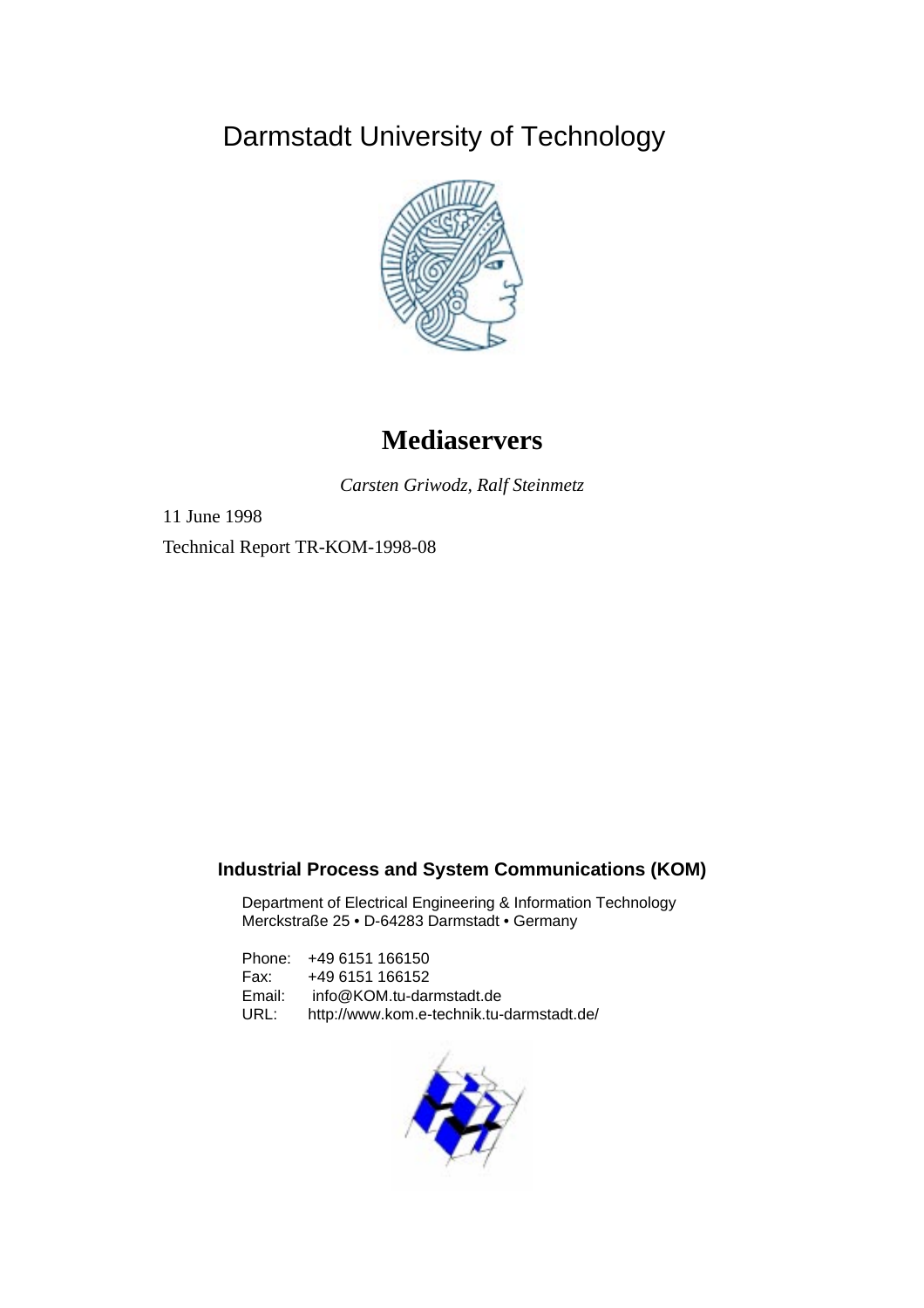Darmstadt University of Technology

# Mediaservers

*Carsten Griwodz, Ralf Steinmetz*

11 June 1998

Technical Report TR-KOM-1998-08

**Industrial Process and System Communications (KOM)**

Department of Electrical Engineering & Information Technology
Merckstraße 25 • D-64283 Darmstadt • Germany

Phone: +49 6151 166150
Fax: +49 6151 166152
Email: info@KOM.tu-darmstadt.de
URL: http://www.kom.e-technik.tu-darmstadt.de/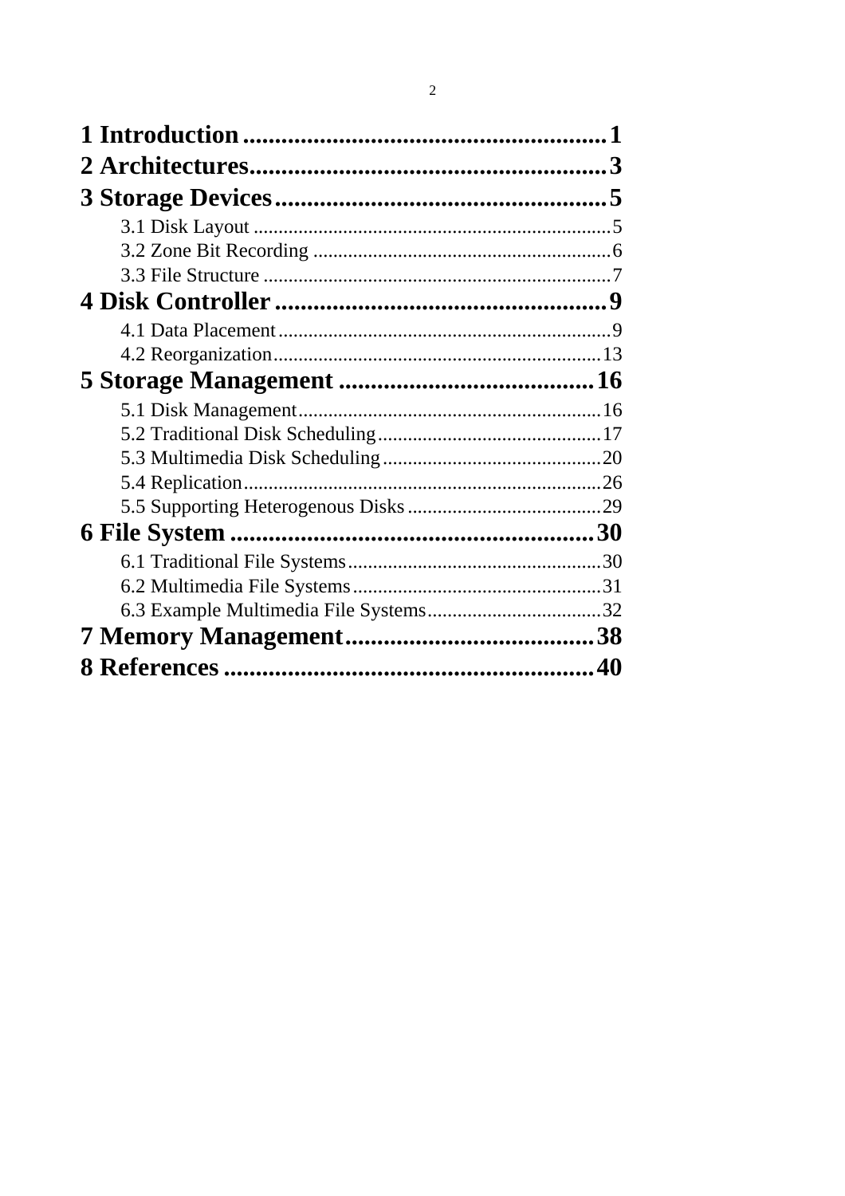1 Introduction ........................................................1
2 Architectures.......................................................3
3 Storage Devices...................................................5
  3.1 Disk Layout ........................................................................5
  3.2 Zone Bit Recording ............................................................6
  3.3 File Structure ......................................................................7
4 Disk Controller ...................................................9
  4.1 Data Placement...................................................................9
  4.2 Reorganization.................................................................13
5 Storage Management .......................................16
  5.1 Disk Management............................................................16
  5.2 Traditional Disk Scheduling.............................................17
  5.3 Multimedia Disk Scheduling............................................20
  5.4 Replication........................................................................26
  5.5 Supporting Heterogenous Disks.......................................29
6 File System .........................................................30
  6.1 Traditional File Systems...................................................30
  6.2 Multimedia File Systems..................................................31
  6.3 Example Multimedia File Systems...................................32
7 Memory Management......................................38
8 References ..........................................................40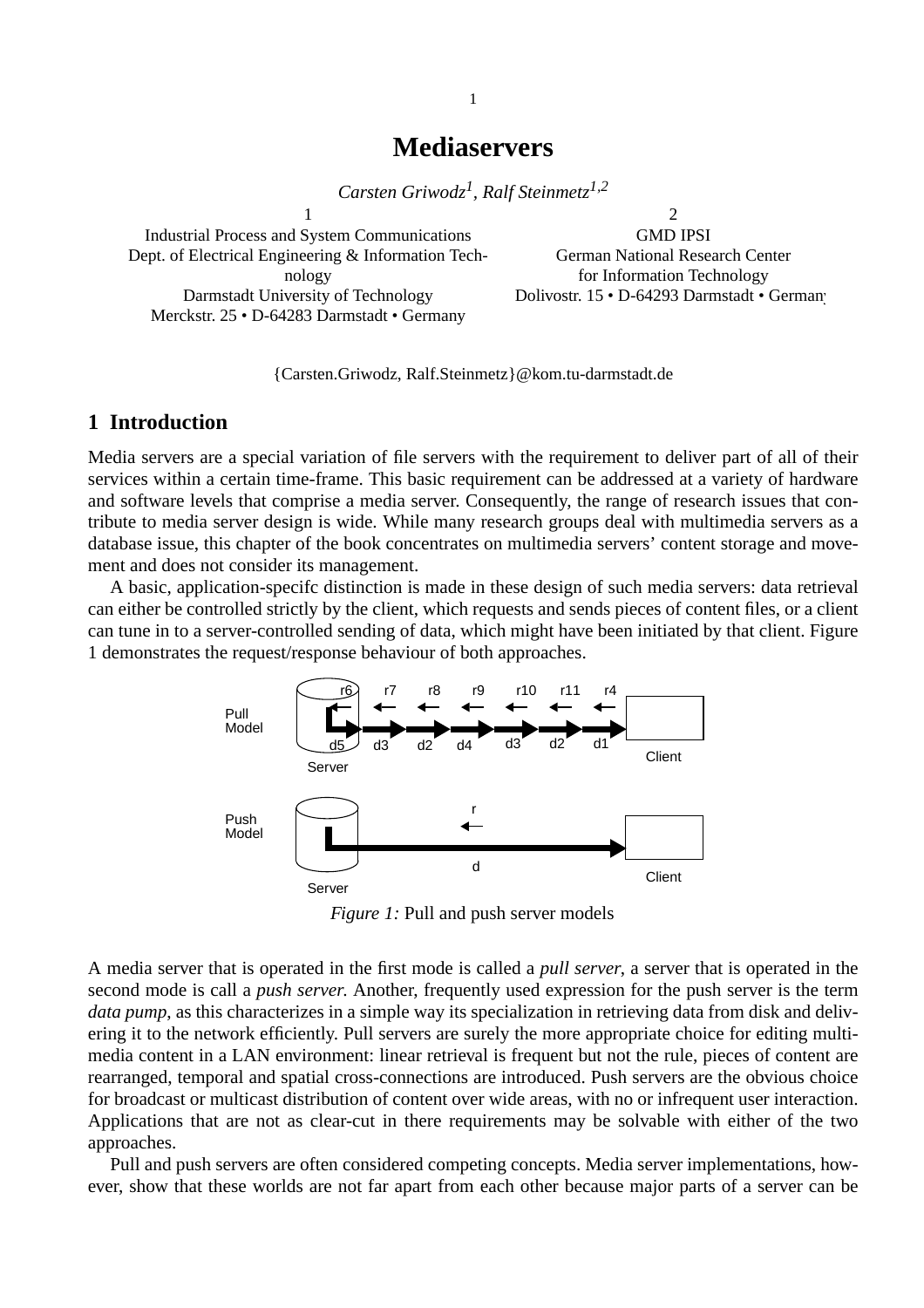# Mediaservers

*Carsten Griwodz[1], Ralf Steinmetz[1,2]*

1
Industrial Process and System Communications
Dept. of Electrical Engineering & Information Technology
Darmstadt University of Technology
Merckstr. 25 • D-64283 Darmstadt • Germany

2
GMD IPSI
German National Research Center
for Information Technology
Dolivostr. 15 • D-64293 Darmstadt • Germany

{Carsten.Griwodz, Ralf.Steinmetz}@kom.tu-darmstadt.de

## 1 Introduction

Media servers are a special variation of file servers with the requirement to deliver part of all of their services within a certain time-frame. This basic requirement can be addressed at a variety of hardware and software levels that comprise a media server. Consequently, the range of research issues that contribute to media server design is wide. While many research groups deal with multimedia servers as a database issue, this chapter of the book concentrates on multimedia servers' content storage and movement and does not consider its management.

A basic, application-specifc distinction is made in these design of such media servers: data retrieval can either be controlled strictly by the client, which requests and sends pieces of content files, or a client can tune in to a server-controlled sending of data, which might have been initiated by that client. Figure 1 demonstrates the request/response behaviour of both approaches.

*Figure 1:* Pull and push server models

A media server that is operated in the first mode is called a *pull server*, a server that is operated in the second mode is call a *push server.* Another, frequently used expression for the push server is the term *data pump*, as this characterizes in a simple way its specialization in retrieving data from disk and delivering it to the network efficiently. Pull servers are surely the more appropriate choice for editing multimedia content in a LAN environment: linear retrieval is frequent but not the rule, pieces of content are rearranged, temporal and spatial cross-connections are introduced. Push servers are the obvious choice for broadcast or multicast distribution of content over wide areas, with no or infrequent user interaction. Applications that are not as clear-cut in there requirements may be solvable with either of the two approaches.

Pull and push servers are often considered competing concepts. Media server implementations, however, show that these worlds are not far apart from each other because major parts of a server can be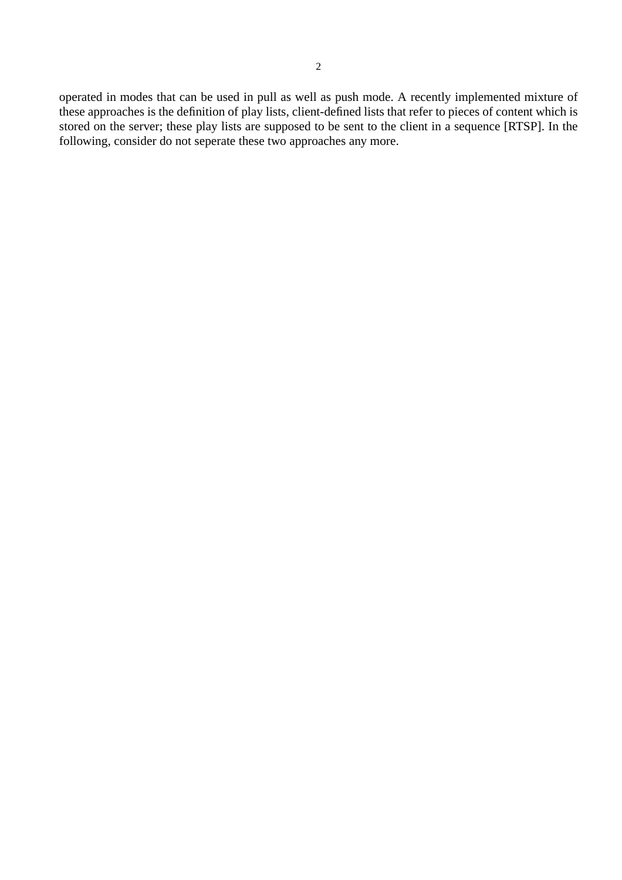operated in modes that can be used in pull as well as push mode. A recently implemented mixture of these approaches is the definition of play lists, client-defined lists that refer to pieces of content which is stored on the server; these play lists are supposed to be sent to the client in a sequence [RTSP]. In the following, consider do not seperate these two approaches any more.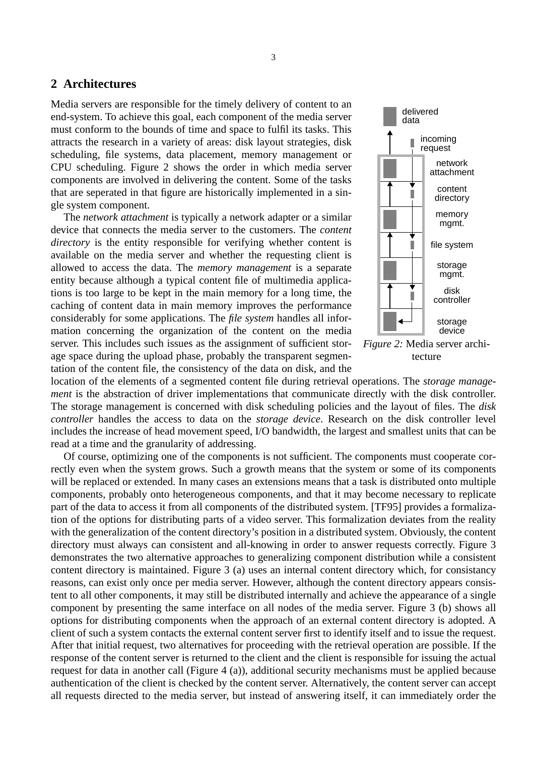## 2 Architectures

Media servers are responsible for the timely delivery of content to an end-system. To achieve this goal, each component of the media server must conform to the bounds of time and space to fulfil its tasks. This attracts the research in a variety of areas: disk layout strategies, disk scheduling, file systems, data placement, memory management or CPU scheduling. Figure 2 shows the order in which media server components are involved in delivering the content. Some of the tasks that are seperated in that figure are historically implemented in a single system component.

The *network attachment* is typically a network adapter or a similar device that connects the media server to the customers. The *content directory* is the entity responsible for verifying whether content is available on the media server and whether the requesting client is allowed to access the data. The *memory management* is a separate entity because although a typical content file of multimedia applications is too large to be kept in the main memory for a long time, the caching of content data in main memory improves the performance considerably for some applications. The *file system* handles all information concerning the organization of the content on the media server. This includes such issues as the assignment of sufficient storage space during the upload phase, probably the transparent segmentation of the content file, the consistency of the data on disk, and the location of the elements of a segmented content file during retrieval operations. The *storage management* is the abstraction of driver implementations that communicate directly with the disk controller. The storage management is concerned with disk scheduling policies and the layout of files. The *disk controller* handles the access to data on the *storage device*. Research on the disk controller level includes the increase of head movement speed, I/O bandwidth, the largest and smallest units that can be read at a time and the granularity of addressing.

delivered data

incoming request

network attachment

content directory

memory mgmt.

file system

storage mgmt.

disk controller

storage device

*Figure 2:* Media server architecture

Of course, optimizing one of the components is not sufficient. The components must cooperate correctly even when the system grows. Such a growth means that the system or some of its components will be replaced or extended. In many cases an extensions means that a task is distributed onto multiple components, probably onto heterogeneous components, and that it may become necessary to replicate part of the data to access it from all components of the distributed system. [TF95] provides a formalization of the options for distributing parts of a video server. This formalization deviates from the reality with the generalization of the content directory's position in a distributed system. Obviously, the content directory must always can consistent and all-knowing in order to answer requests correctly. Figure 3 demonstrates the two alternative approaches to generalizing component distribution while a consistent content directory is maintained. Figure 3 (a) uses an internal content directory which, for consistancy reasons, can exist only once per media server. However, although the content directory appears consistent to all other components, it may still be distributed internally and achieve the appearance of a single component by presenting the same interface on all nodes of the media server. Figure 3 (b) shows all options for distributing components when the approach of an external content directory is adopted. A client of such a system contacts the external content server first to identify itself and to issue the request. After that initial request, two alternatives for proceeding with the retrieval operation are possible. If the response of the content server is returned to the client and the client is responsible for issuing the actual request for data in another call (Figure 4 (a)), additional security mechanisms must be applied because authentication of the client is checked by the content server. Alternatively, the content server can accept all requests directed to the media server, but instead of answering itself, it can immediately order the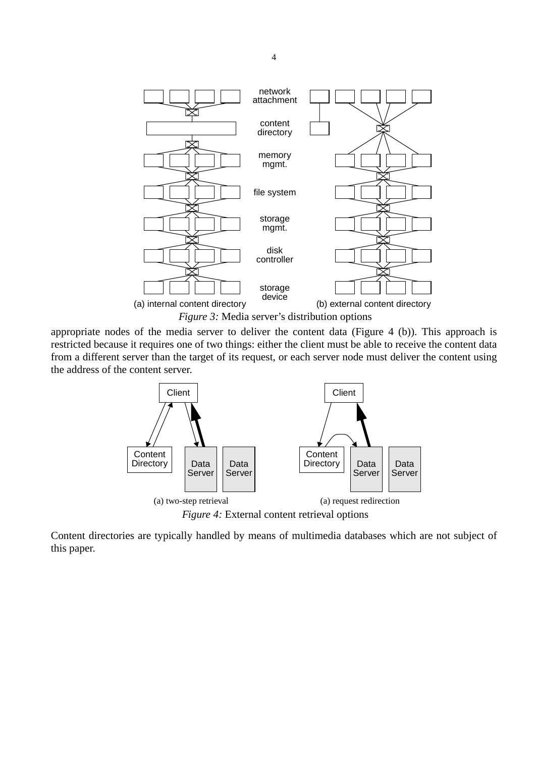*Figure 3:* Media server's distribution options

appropriate nodes of the media server to deliver the content data (Figure 4 (b)). This approach is restricted because it requires one of two things: either the client must be able to receive the content data from a different server than the target of its request, or each server node must deliver the content using the address of the content server.

*Figure 4:* External content retrieval options

Content directories are typically handled by means of multimedia databases which are not subject of this paper.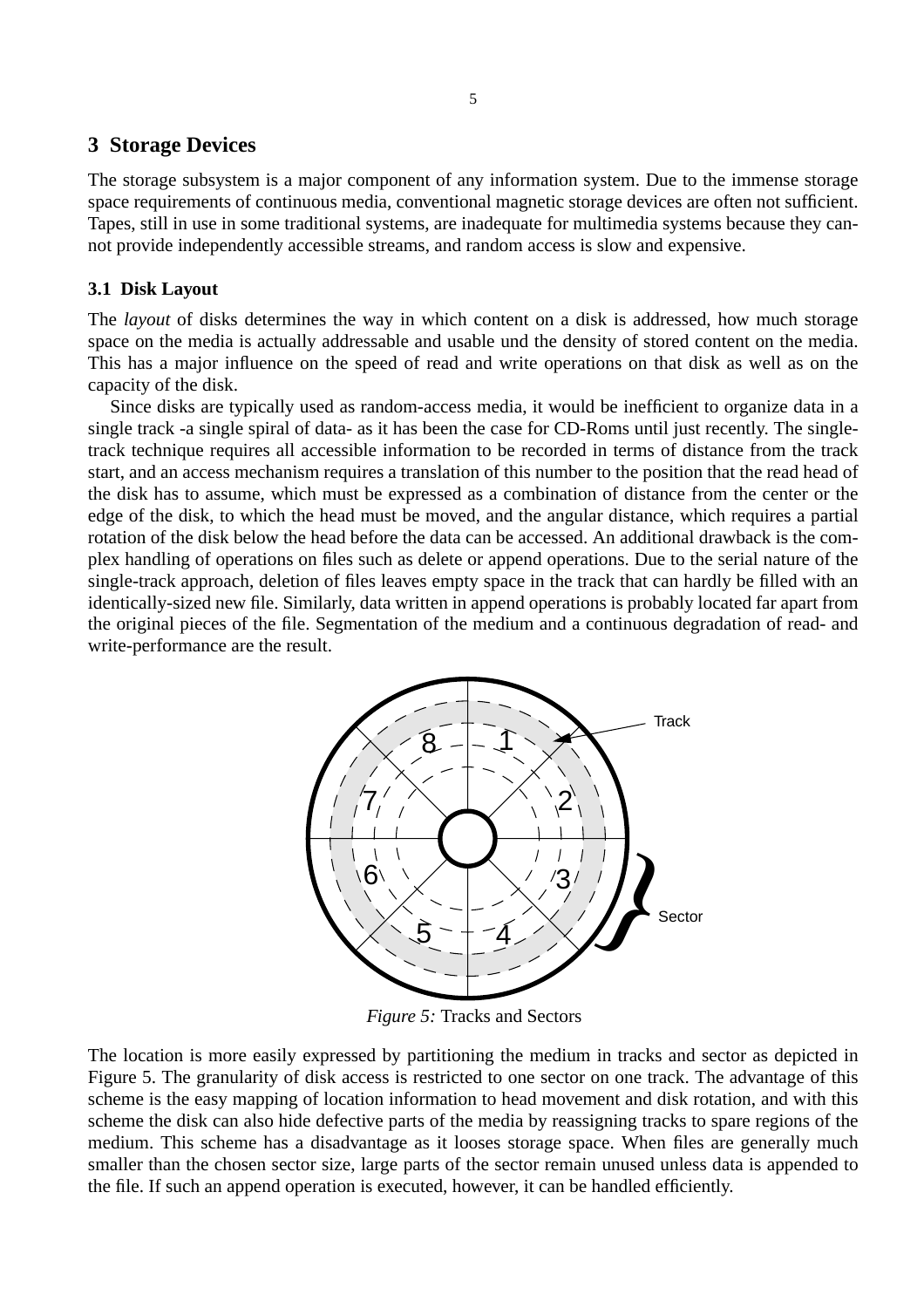## 3 Storage Devices

The storage subsystem is a major component of any information system. Due to the immense storage space requirements of continuous media, conventional magnetic storage devices are often not sufficient. Tapes, still in use in some traditional systems, are inadequate for multimedia systems because they cannot provide independently accessible streams, and random access is slow and expensive.

### 3.1 Disk Layout

The *layout* of disks determines the way in which content on a disk is addressed, how much storage space on the media is actually addressable and usable und the density of stored content on the media. This has a major influence on the speed of read and write operations on that disk as well as on the capacity of the disk.

Since disks are typically used as random-access media, it would be inefficient to organize data in a single track -a single spiral of data- as it has been the case for CD-Roms until just recently. The single-track technique requires all accessible information to be recorded in terms of distance from the track start, and an access mechanism requires a translation of this number to the position that the read head of the disk has to assume, which must be expressed as a combination of distance from the center or the edge of the disk, to which the head must be moved, and the angular distance, which requires a partial rotation of the disk below the head before the data can be accessed. An additional drawback is the complex handling of operations on files such as delete or append operations. Due to the serial nature of the single-track approach, deletion of files leaves empty space in the track that can hardly be filled with an identically-sized new file. Similarly, data written in append operations is probably located far apart from the original pieces of the file. Segmentation of the medium and a continuous degradation of read- and write-performance are the result.

Track

8
1
7
2
6
3
5
4

Sector

*Figure 5:* Tracks and Sectors

The location is more easily expressed by partitioning the medium in tracks and sector as depicted in Figure 5. The granularity of disk access is restricted to one sector on one track. The advantage of this scheme is the easy mapping of location information to head movement and disk rotation, and with this scheme the disk can also hide defective parts of the media by reassigning tracks to spare regions of the medium. This scheme has a disadvantage as it looses storage space. When files are generally much smaller than the chosen sector size, large parts of the sector remain unused unless data is appended to the file. If such an append operation is executed, however, it can be handled efficiently.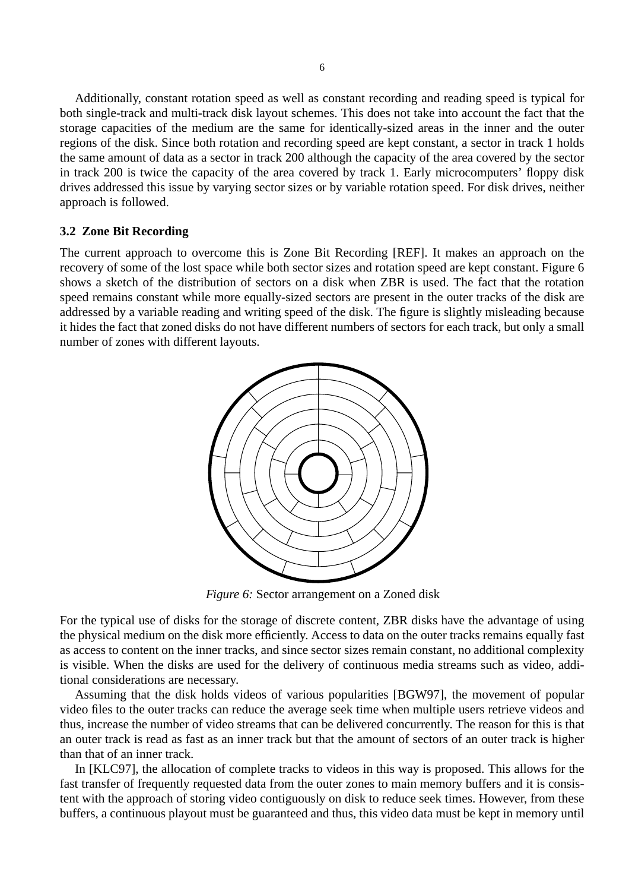Additionally, constant rotation speed as well as constant recording and reading speed is typical for both single-track and multi-track disk layout schemes. This does not take into account the fact that the storage capacities of the medium are the same for identically-sized areas in the inner and the outer regions of the disk. Since both rotation and recording speed are kept constant, a sector in track 1 holds the same amount of data as a sector in track 200 although the capacity of the area covered by the sector in track 200 is twice the capacity of the area covered by track 1. Early microcomputers' floppy disk drives addressed this issue by varying sector sizes or by variable rotation speed. For disk drives, neither approach is followed.

### 3.2 Zone Bit Recording

The current approach to overcome this is Zone Bit Recording [REF]. It makes an approach on the recovery of some of the lost space while both sector sizes and rotation speed are kept constant. Figure 6 shows a sketch of the distribution of sectors on a disk when ZBR is used. The fact that the rotation speed remains constant while more equally-sized sectors are present in the outer tracks of the disk are addressed by a variable reading and writing speed of the disk. The figure is slightly misleading because it hides the fact that zoned disks do not have different numbers of sectors for each track, but only a small number of zones with different layouts.

*Figure 6:* Sector arrangement on a Zoned disk

For the typical use of disks for the storage of discrete content, ZBR disks have the advantage of using the physical medium on the disk more efficiently. Access to data on the outer tracks remains equally fast as access to content on the inner tracks, and since sector sizes remain constant, no additional complexity is visible. When the disks are used for the delivery of continuous media streams such as video, additional considerations are necessary.

Assuming that the disk holds videos of various popularities [BGW97], the movement of popular video files to the outer tracks can reduce the average seek time when multiple users retrieve videos and thus, increase the number of video streams that can be delivered concurrently. The reason for this is that an outer track is read as fast as an inner track but that the amount of sectors of an outer track is higher than that of an inner track.

In [KLC97], the allocation of complete tracks to videos in this way is proposed. This allows for the fast transfer of frequently requested data from the outer zones to main memory buffers and it is consistent with the approach of storing video contiguously on disk to reduce seek times. However, from these buffers, a continuous playout must be guaranteed and thus, this video data must be kept in memory until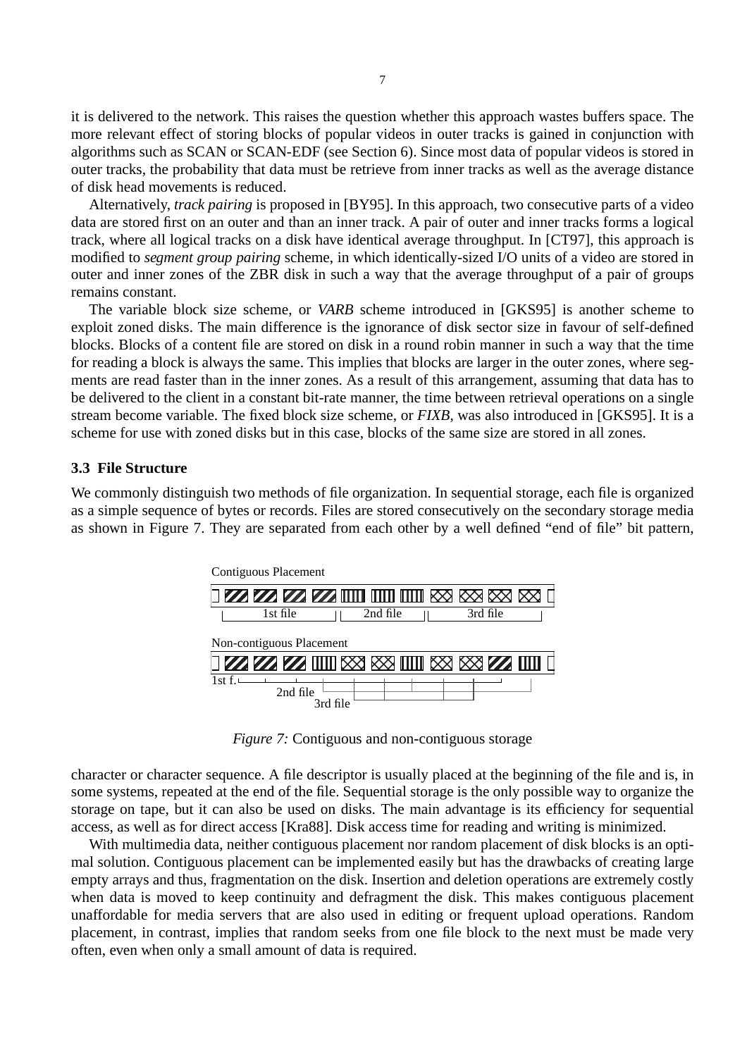it is delivered to the network. This raises the question whether this approach wastes buffers space. The more relevant effect of storing blocks of popular videos in outer tracks is gained in conjunction with algorithms such as SCAN or SCAN-EDF (see Section 6). Since most data of popular videos is stored in outer tracks, the probability that data must be retrieve from inner tracks as well as the average distance of disk head movements is reduced.

Alternatively, *track pairing* is proposed in [BY95]. In this approach, two consecutive parts of a video data are stored first on an outer and than an inner track. A pair of outer and inner tracks forms a logical track, where all logical tracks on a disk have identical average throughput. In [CT97], this approach is modified to *segment group pairing* scheme, in which identically-sized I/O units of a video are stored in outer and inner zones of the ZBR disk in such a way that the average throughput of a pair of groups remains constant.

The variable block size scheme, or *VARB* scheme introduced in [GKS95] is another scheme to exploit zoned disks. The main difference is the ignorance of disk sector size in favour of self-defined blocks. Blocks of a content file are stored on disk in a round robin manner in such a way that the time for reading a block is always the same. This implies that blocks are larger in the outer zones, where segments are read faster than in the inner zones. As a result of this arrangement, assuming that data has to be delivered to the client in a constant bit-rate manner, the time between retrieval operations on a single stream become variable. The fixed block size scheme, or *FIXB*, was also introduced in [GKS95]. It is a scheme for use with zoned disks but in this case, blocks of the same size are stored in all zones.

### 3.3 File Structure

We commonly distinguish two methods of file organization. In sequential storage, each file is organized as a simple sequence of bytes or records. Files are stored consecutively on the secondary storage media as shown in Figure 7. They are separated from each other by a well defined "end of file" bit pattern,

Contiguous Placement

1st file | 2nd file | 3rd file

Non-contiguous Placement

1st f. | 2nd file | 3rd file

*Figure 7:* Contiguous and non-contiguous storage

character or character sequence. A file descriptor is usually placed at the beginning of the file and is, in some systems, repeated at the end of the file. Sequential storage is the only possible way to organize the storage on tape, but it can also be used on disks. The main advantage is its efficiency for sequential access, as well as for direct access [Kra88]. Disk access time for reading and writing is minimized.

With multimedia data, neither contiguous placement nor random placement of disk blocks is an optimal solution. Contiguous placement can be implemented easily but has the drawbacks of creating large empty arrays and thus, fragmentation on the disk. Insertion and deletion operations are extremely costly when data is moved to keep continuity and defragment the disk. This makes contiguous placement unaffordable for media servers that are also used in editing or frequent upload operations. Random placement, in contrast, implies that random seeks from one file block to the next must be made very often, even when only a small amount of data is required.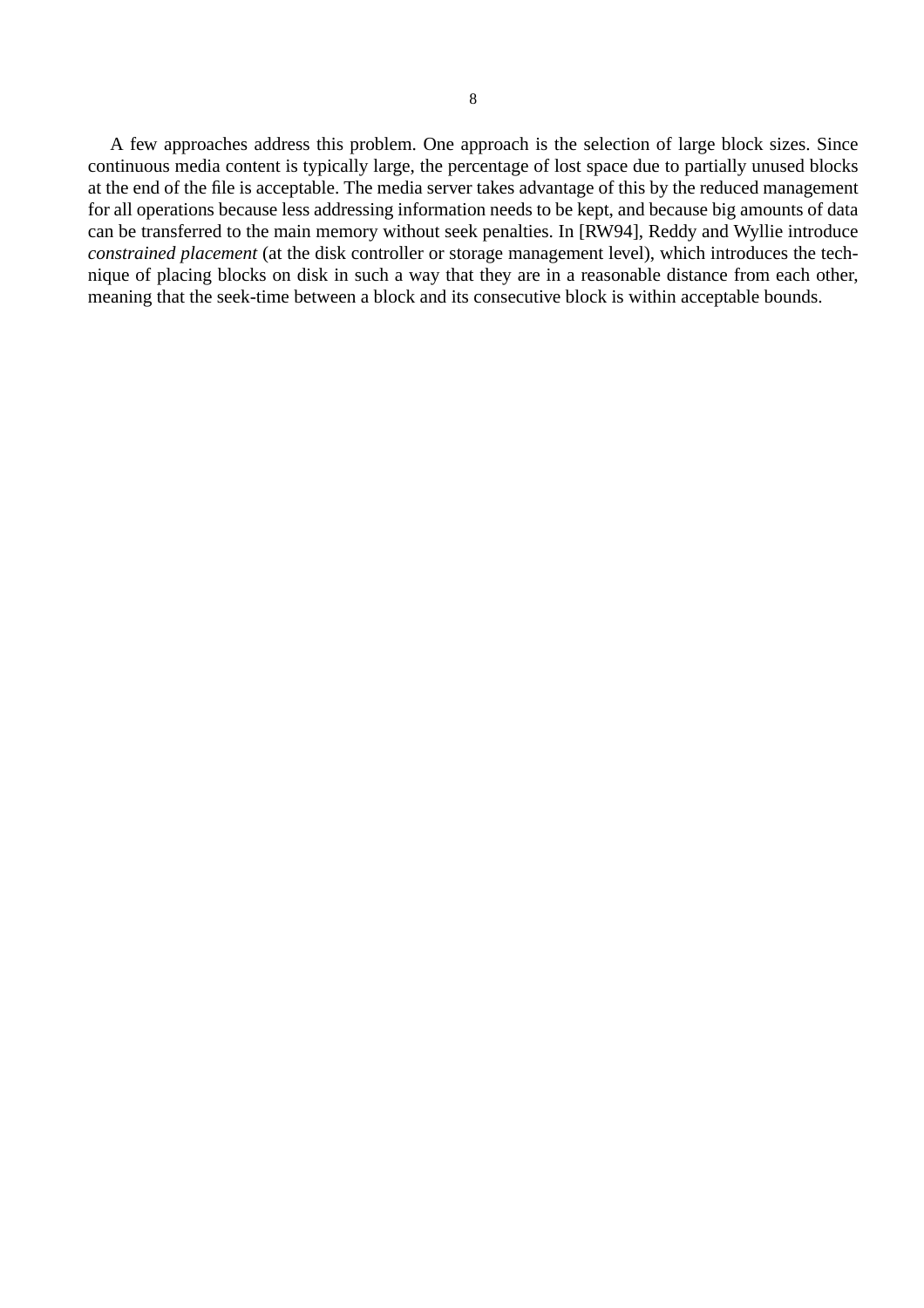A few approaches address this problem. One approach is the selection of large block sizes. Since continuous media content is typically large, the percentage of lost space due to partially unused blocks at the end of the file is acceptable. The media server takes advantage of this by the reduced management for all operations because less addressing information needs to be kept, and because big amounts of data can be transferred to the main memory without seek penalties. In [RW94], Reddy and Wyllie introduce *constrained placement* (at the disk controller or storage management level), which introduces the technique of placing blocks on disk in such a way that they are in a reasonable distance from each other, meaning that the seek-time between a block and its consecutive block is within acceptable bounds.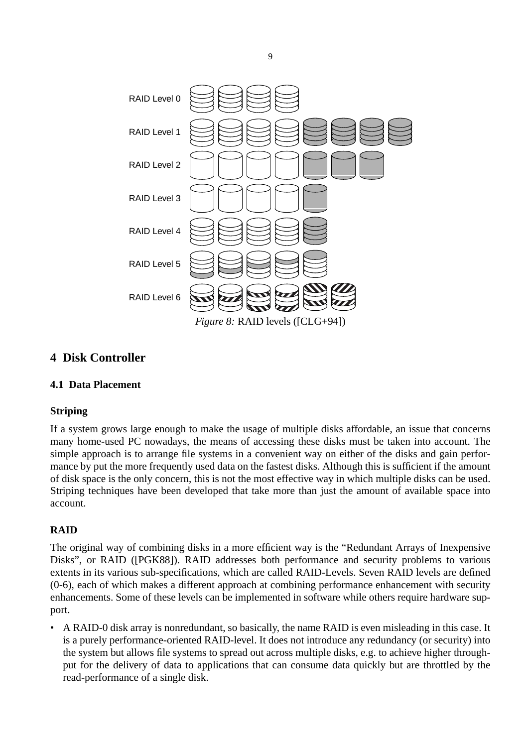RAID Level 0

RAID Level 1

RAID Level 2

RAID Level 3

RAID Level 4

RAID Level 5

RAID Level 6

*Figure 8:* RAID levels ([CLG+94])

# 4 Disk Controller

## 4.1 Data Placement

### Striping

If a system grows large enough to make the usage of multiple disks affordable, an issue that concerns many home-used PC nowadays, the means of accessing these disks must be taken into account. The simple approach is to arrange file systems in a convenient way on either of the disks and gain performance by put the more frequently used data on the fastest disks. Although this is sufficient if the amount of disk space is the only concern, this is not the most effective way in which multiple disks can be used. Striping techniques have been developed that take more than just the amount of available space into account.

### RAID

The original way of combining disks in a more efficient way is the "Redundant Arrays of Inexpensive Disks", or RAID ([PGK88]). RAID addresses both performance and security problems to various extents in its various sub-specifications, which are called RAID-Levels. Seven RAID levels are defined (0-6), each of which makes a different approach at combining performance enhancement with security enhancements. Some of these levels can be implemented in software while others require hardware support.

- A RAID-0 disk array is nonredundant, so basically, the name RAID is even misleading in this case. It is a purely performance-oriented RAID-level. It does not introduce any redundancy (or security) into the system but allows file systems to spread out across multiple disks, e.g. to achieve higher throughput for the delivery of data to applications that can consume data quickly but are throttled by the read-performance of a single disk.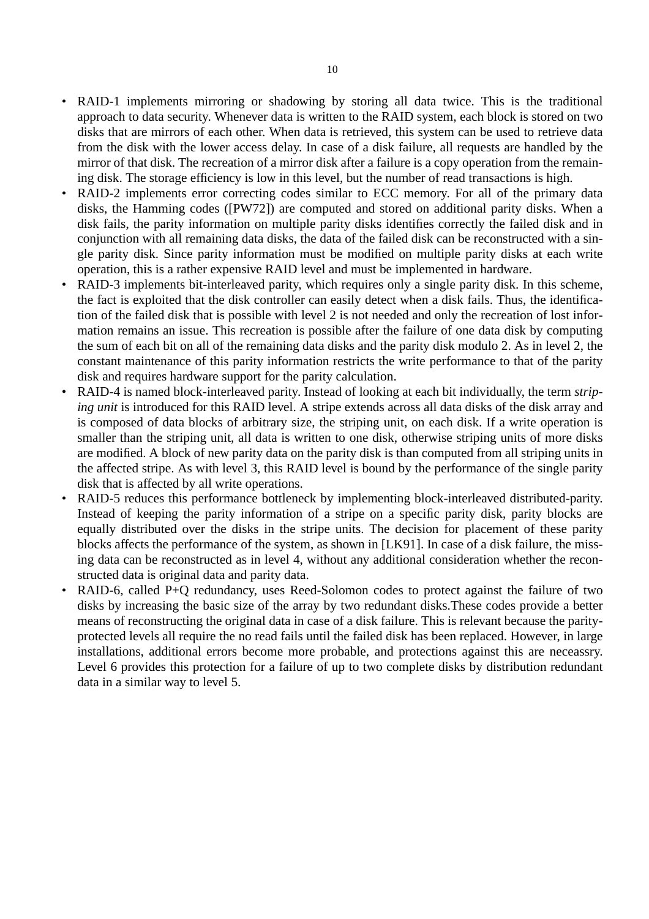- RAID-1 implements mirroring or shadowing by storing all data twice. This is the traditional approach to data security. Whenever data is written to the RAID system, each block is stored on two disks that are mirrors of each other. When data is retrieved, this system can be used to retrieve data from the disk with the lower access delay. In case of a disk failure, all requests are handled by the mirror of that disk. The recreation of a mirror disk after a failure is a copy operation from the remaining disk. The storage efficiency is low in this level, but the number of read transactions is high.
- RAID-2 implements error correcting codes similar to ECC memory. For all of the primary data disks, the Hamming codes ([PW72]) are computed and stored on additional parity disks. When a disk fails, the parity information on multiple parity disks identifies correctly the failed disk and in conjunction with all remaining data disks, the data of the failed disk can be reconstructed with a single parity disk. Since parity information must be modified on multiple parity disks at each write operation, this is a rather expensive RAID level and must be implemented in hardware.
- RAID-3 implements bit-interleaved parity, which requires only a single parity disk. In this scheme, the fact is exploited that the disk controller can easily detect when a disk fails. Thus, the identification of the failed disk that is possible with level 2 is not needed and only the recreation of lost information remains an issue. This recreation is possible after the failure of one data disk by computing the sum of each bit on all of the remaining data disks and the parity disk modulo 2. As in level 2, the constant maintenance of this parity information restricts the write performance to that of the parity disk and requires hardware support for the parity calculation.
- RAID-4 is named block-interleaved parity. Instead of looking at each bit individually, the term *striping unit* is introduced for this RAID level. A stripe extends across all data disks of the disk array and is composed of data blocks of arbitrary size, the striping unit, on each disk. If a write operation is smaller than the striping unit, all data is written to one disk, otherwise striping units of more disks are modified. A block of new parity data on the parity disk is than computed from all striping units in the affected stripe. As with level 3, this RAID level is bound by the performance of the single parity disk that is affected by all write operations.
- RAID-5 reduces this performance bottleneck by implementing block-interleaved distributed-parity. Instead of keeping the parity information of a stripe on a specific parity disk, parity blocks are equally distributed over the disks in the stripe units. The decision for placement of these parity blocks affects the performance of the system, as shown in [LK91]. In case of a disk failure, the missing data can be reconstructed as in level 4, without any additional consideration whether the reconstructed data is original data and parity data.
- RAID-6, called P+Q redundancy, uses Reed-Solomon codes to protect against the failure of two disks by increasing the basic size of the array by two redundant disks.These codes provide a better means of reconstructing the original data in case of a disk failure. This is relevant because the parity-protected levels all require the no read fails until the failed disk has been replaced. However, in large installations, additional errors become more probable, and protections against this are neceassry. Level 6 provides this protection for a failure of up to two complete disks by distribution redundant data in a similar way to level 5.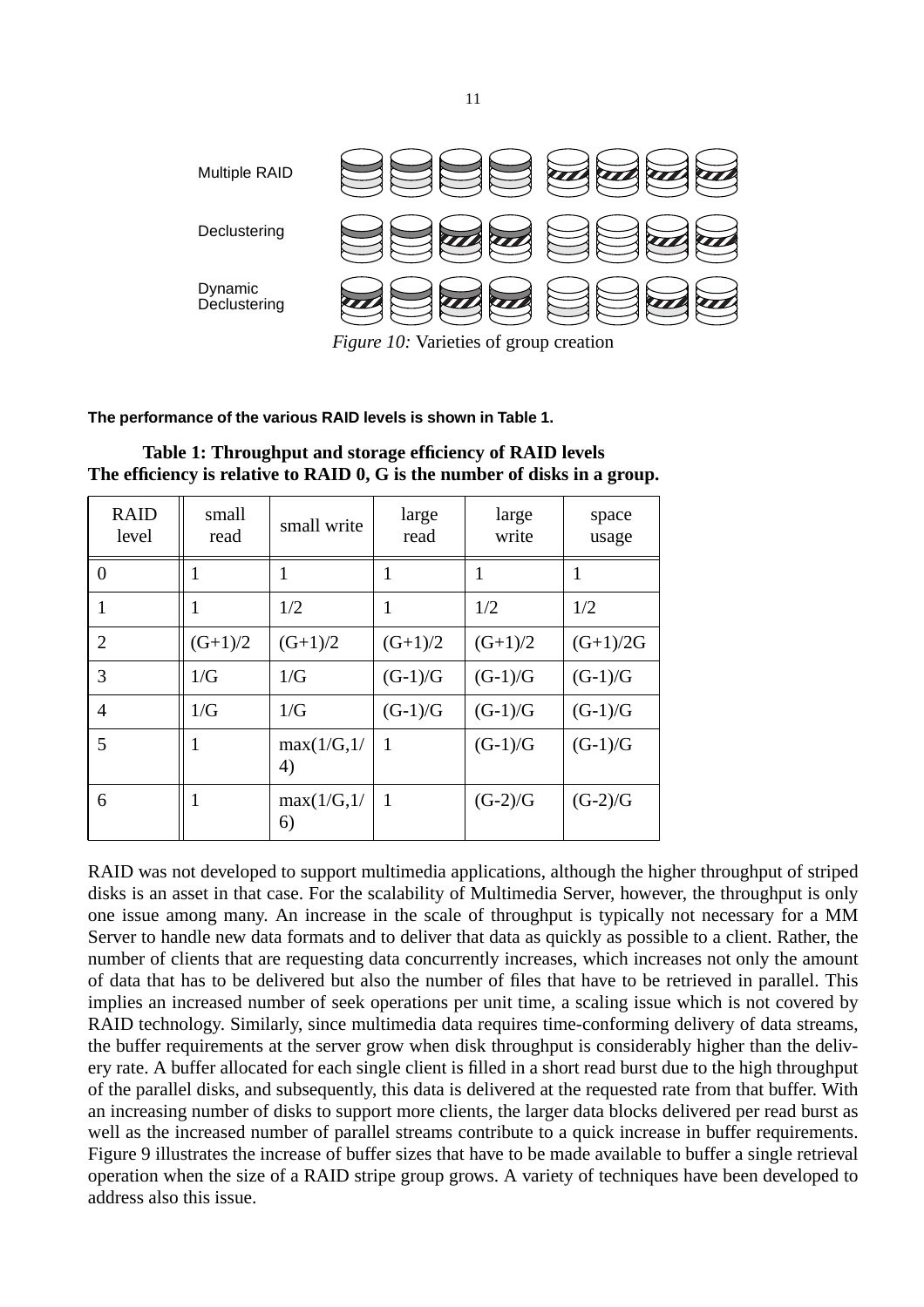Multiple RAID

Declustering

Dynamic Declustering

*Figure 10:* Varieties of group creation

**The performance of the various RAID levels is shown in Table 1.**

**Table 1: Throughput and storage efficiency of RAID levels**
**The efficiency is relative to RAID 0, G is the number of disks in a group.**

| RAID level | small read | small write | large read | large write | space usage |
|---|---|---|---|---|---|
| 0 | 1 | 1 | 1 | 1 | 1 |
| 1 | 1 | 1/2 | 1 | 1/2 | 1/2 |
| 2 | (G+1)/2 | (G+1)/2 | (G+1)/2 | (G+1)/2 | (G+1)/2G |
| 3 | 1/G | 1/G | (G-1)/G | (G-1)/G | (G-1)/G |
| 4 | 1/G | 1/G | (G-1)/G | (G-1)/G | (G-1)/G |
| 5 | 1 | max(1/G,1/4) | 1 | (G-1)/G | (G-1)/G |
| 6 | 1 | max(1/G,1/6) | 1 | (G-2)/G | (G-2)/G |

RAID was not developed to support multimedia applications, although the higher throughput of striped disks is an asset in that case. For the scalability of Multimedia Server, however, the throughput is only one issue among many. An increase in the scale of throughput is typically not necessary for a MM Server to handle new data formats and to deliver that data as quickly as possible to a client. Rather, the number of clients that are requesting data concurrently increases, which increases not only the amount of data that has to be delivered but also the number of files that have to be retrieved in parallel. This implies an increased number of seek operations per unit time, a scaling issue which is not covered by RAID technology. Similarly, since multimedia data requires time-conforming delivery of data streams, the buffer requirements at the server grow when disk throughput is considerably higher than the delivery rate. A buffer allocated for each single client is filled in a short read burst due to the high throughput of the parallel disks, and subsequently, this data is delivered at the requested rate from that buffer. With an increasing number of disks to support more clients, the larger data blocks delivered per read burst as well as the increased number of parallel streams contribute to a quick increase in buffer requirements. Figure 9 illustrates the increase of buffer sizes that have to be made available to buffer a single retrieval operation when the size of a RAID stripe group grows. A variety of techniques have been developed to address also this issue.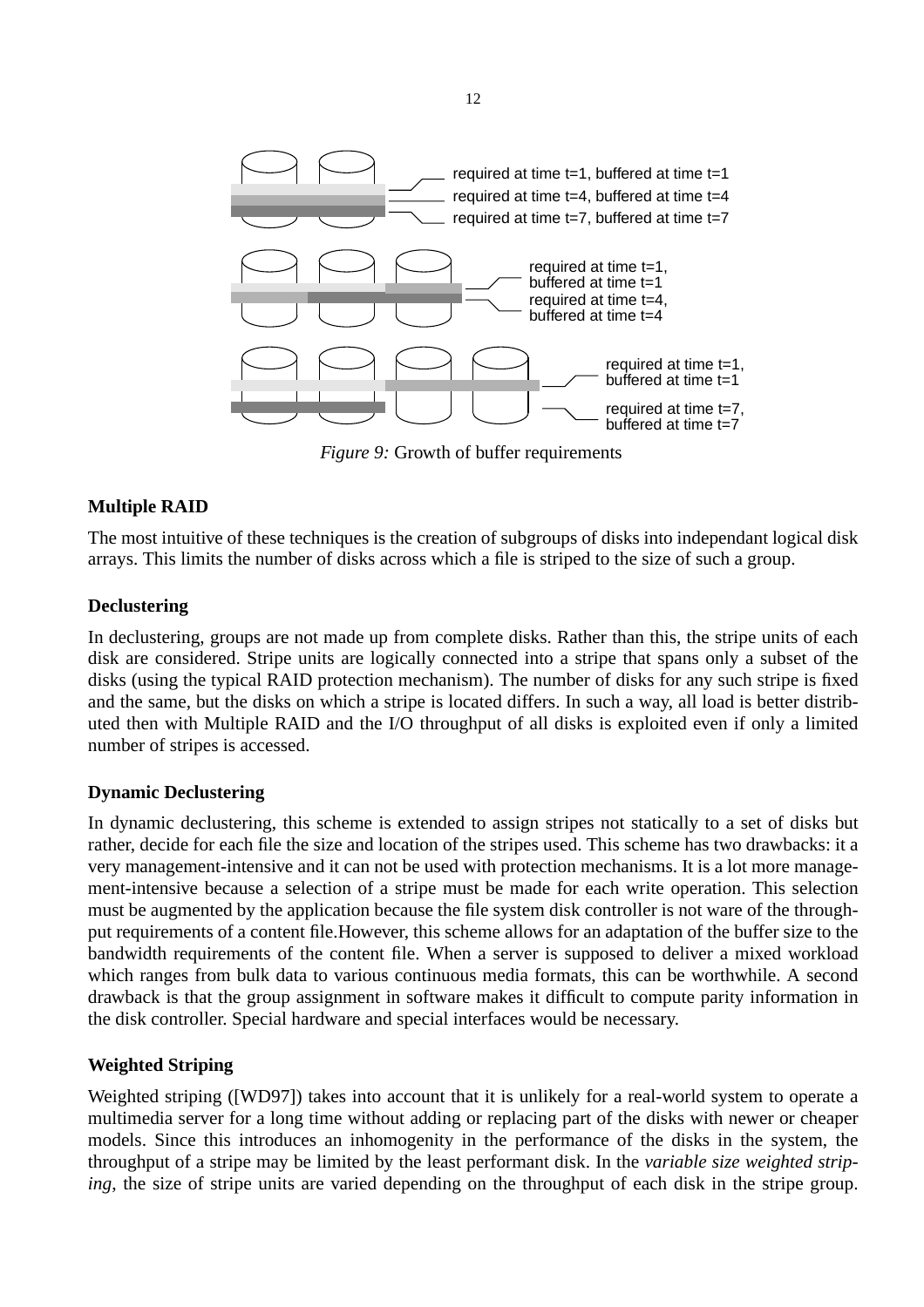*Figure 9:* Growth of buffer requirements

### Multiple RAID

The most intuitive of these techniques is the creation of subgroups of disks into independant logical disk arrays. This limits the number of disks across which a file is striped to the size of such a group.

### Declustering

In declustering, groups are not made up from complete disks. Rather than this, the stripe units of each disk are considered. Stripe units are logically connected into a stripe that spans only a subset of the disks (using the typical RAID protection mechanism). The number of disks for any such stripe is fixed and the same, but the disks on which a stripe is located differs. In such a way, all load is better distributed then with Multiple RAID and the I/O throughput of all disks is exploited even if only a limited number of stripes is accessed.

### Dynamic Declustering

In dynamic declustering, this scheme is extended to assign stripes not statically to a set of disks but rather, decide for each file the size and location of the stripes used. This scheme has two drawbacks: it a very management-intensive and it can not be used with protection mechanisms. It is a lot more management-intensive because a selection of a stripe must be made for each write operation. This selection must be augmented by the application because the file system disk controller is not ware of the throughput requirements of a content file.However, this scheme allows for an adaptation of the buffer size to the bandwidth requirements of the content file. When a server is supposed to deliver a mixed workload which ranges from bulk data to various continuous media formats, this can be worthwhile. A second drawback is that the group assignment in software makes it difficult to compute parity information in the disk controller. Special hardware and special interfaces would be necessary.

### Weighted Striping

Weighted striping ([WD97]) takes into account that it is unlikely for a real-world system to operate a multimedia server for a long time without adding or replacing part of the disks with newer or cheaper models. Since this introduces an inhomogenity in the performance of the disks in the system, the throughput of a stripe may be limited by the least performant disk. In the *variable size weighted striping*, the size of stripe units are varied depending on the throughput of each disk in the stripe group.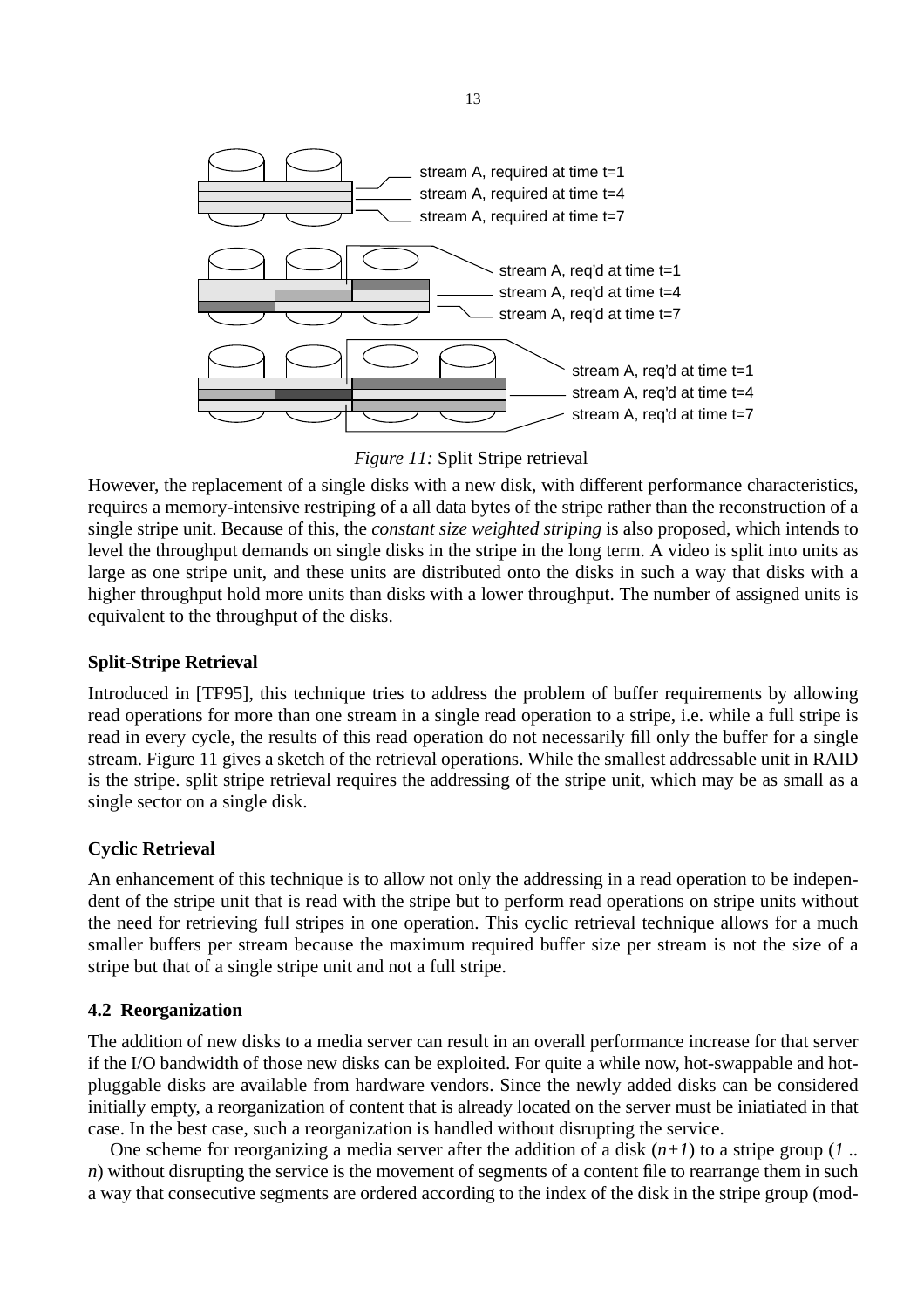*Figure 11:* Split Stripe retrieval

However, the replacement of a single disks with a new disk, with different performance characteristics, requires a memory-intensive restriping of a all data bytes of the stripe rather than the reconstruction of a single stripe unit. Because of this, the *constant size weighted striping* is also proposed, which intends to level the throughput demands on single disks in the stripe in the long term. A video is split into units as large as one stripe unit, and these units are distributed onto the disks in such a way that disks with a higher throughput hold more units than disks with a lower throughput. The number of assigned units is equivalent to the throughput of the disks.

**Split-Stripe Retrieval**

Introduced in [TF95], this technique tries to address the problem of buffer requirements by allowing read operations for more than one stream in a single read operation to a stripe, i.e. while a full stripe is read in every cycle, the results of this read operation do not necessarily fill only the buffer for a single stream. Figure 11 gives a sketch of the retrieval operations. While the smallest addressable unit in RAID is the stripe. split stripe retrieval requires the addressing of the stripe unit, which may be as small as a single sector on a single disk.

**Cyclic Retrieval**

An enhancement of this technique is to allow not only the addressing in a read operation to be independent of the stripe unit that is read with the stripe but to perform read operations on stripe units without the need for retrieving full stripes in one operation. This cyclic retrieval technique allows for a much smaller buffers per stream because the maximum required buffer size per stream is not the size of a stripe but that of a single stripe unit and not a full stripe.

### 4.2 Reorganization

The addition of new disks to a media server can result in an overall performance increase for that server if the I/O bandwidth of those new disks can be exploited. For quite a while now, hot-swappable and hot-pluggable disks are available from hardware vendors. Since the newly added disks can be considered initially empty, a reorganization of content that is already located on the server must be iniatiated in that case. In the best case, such a reorganization is handled without disrupting the service.

One scheme for reorganizing a media server after the addition of a disk (*n+1*) to a stripe group (*1 .. n*) without disrupting the service is the movement of segments of a content file to rearrange them in such a way that consecutive segments are ordered according to the index of the disk in the stripe group (mod-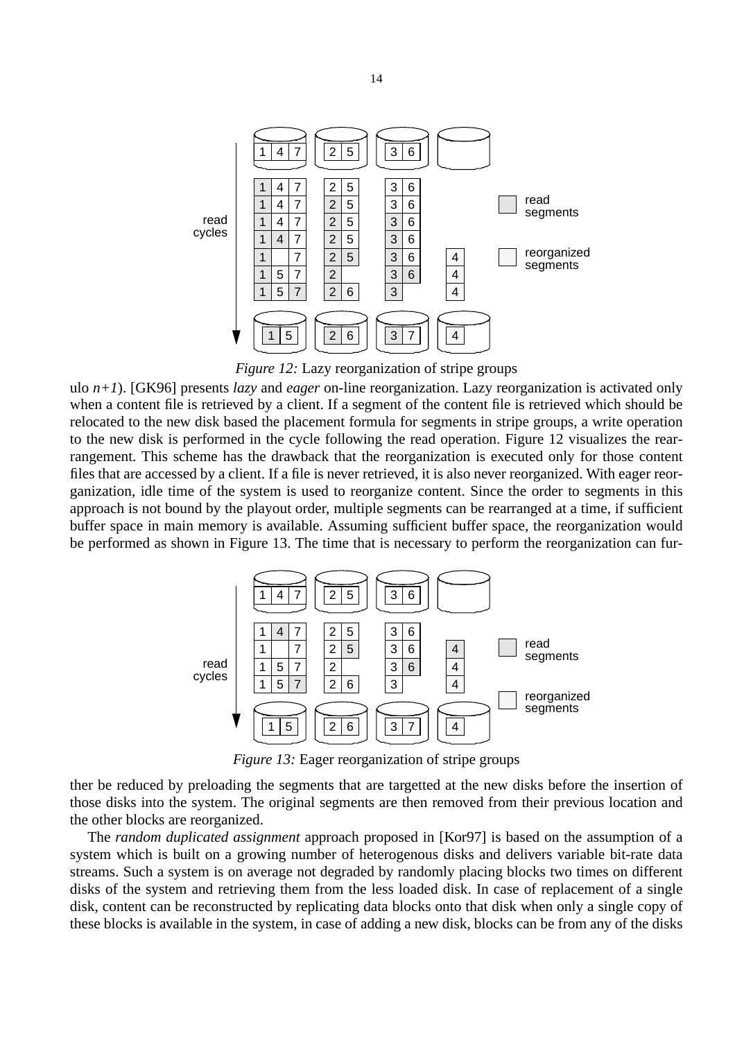*Figure 12:* Lazy reorganization of stripe groups

ulo *n+1*). [GK96] presents *lazy* and *eager* on-line reorganization. Lazy reorganization is activated only when a content file is retrieved by a client. If a segment of the content file is retrieved which should be relocated to the new disk based the placement formula for segments in stripe groups, a write operation to the new disk is performed in the cycle following the read operation. Figure 12 visualizes the rearrangement. This scheme has the drawback that the reorganization is executed only for those content files that are accessed by a client. If a file is never retrieved, it is also never reorganized. With eager reorganization, idle time of the system is used to reorganize content. Since the order to segments in this approach is not bound by the playout order, multiple segments can be rearranged at a time, if sufficient buffer space in main memory is available. Assuming sufficient buffer space, the reorganization would be performed as shown in Figure 13. The time that is necessary to perform the reorganization can further be reduced by preloading the segments that are targetted at the new disks before the insertion of those disks into the system. The original segments are then removed from their previous location and the other blocks are reorganized.

*Figure 13:* Eager reorganization of stripe groups

The *random duplicated assignment* approach proposed in [Kor97] is based on the assumption of a system which is built on a growing number of heterogenous disks and delivers variable bit-rate data streams. Such a system is on average not degraded by randomly placing blocks two times on different disks of the system and retrieving them from the less loaded disk. In case of replacement of a single disk, content can be reconstructed by replicating data blocks onto that disk when only a single copy of these blocks is available in the system, in case of adding a new disk, blocks can be from any of the disks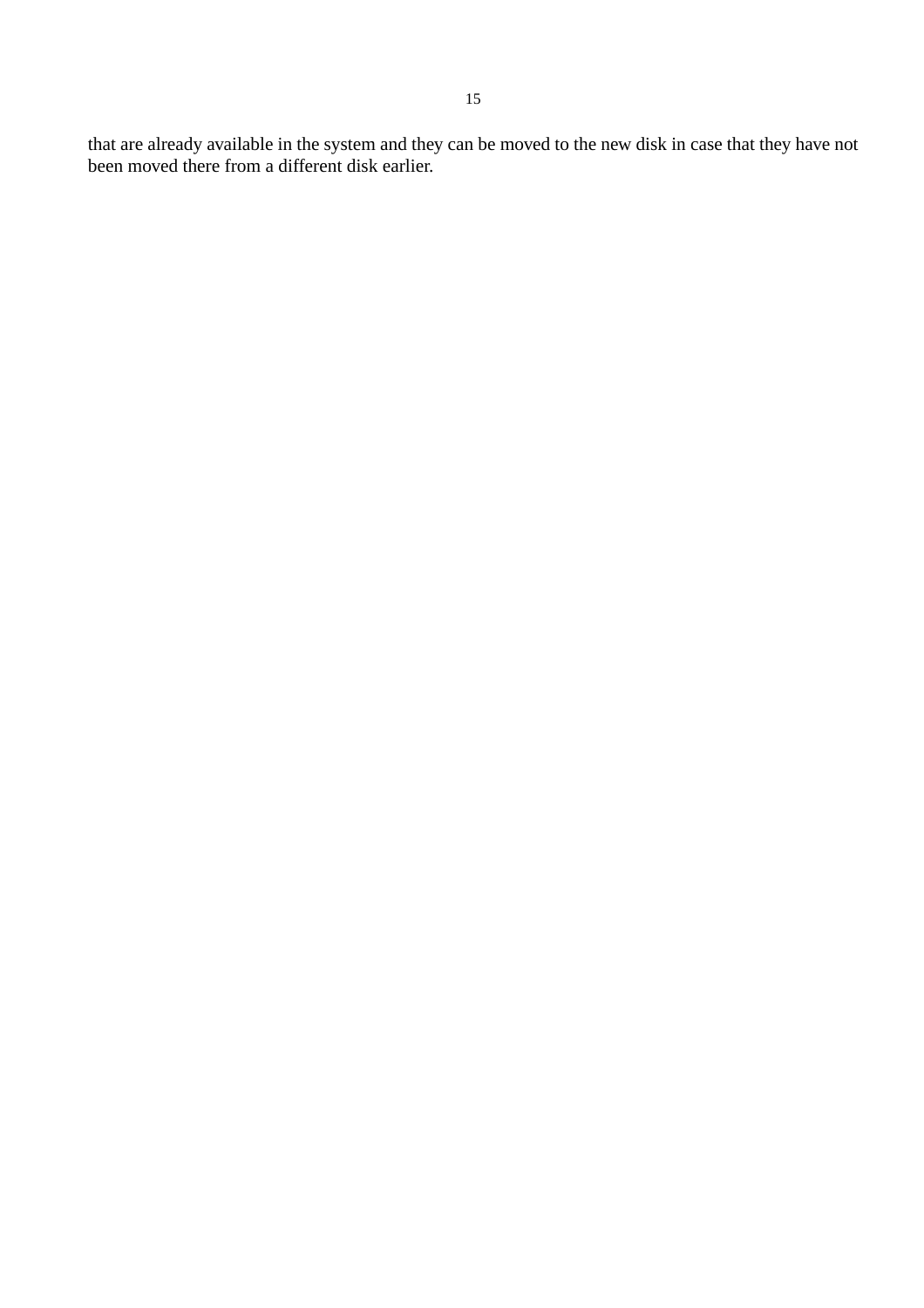that are already available in the system and they can be moved to the new disk in case that they have not been moved there from a different disk earlier.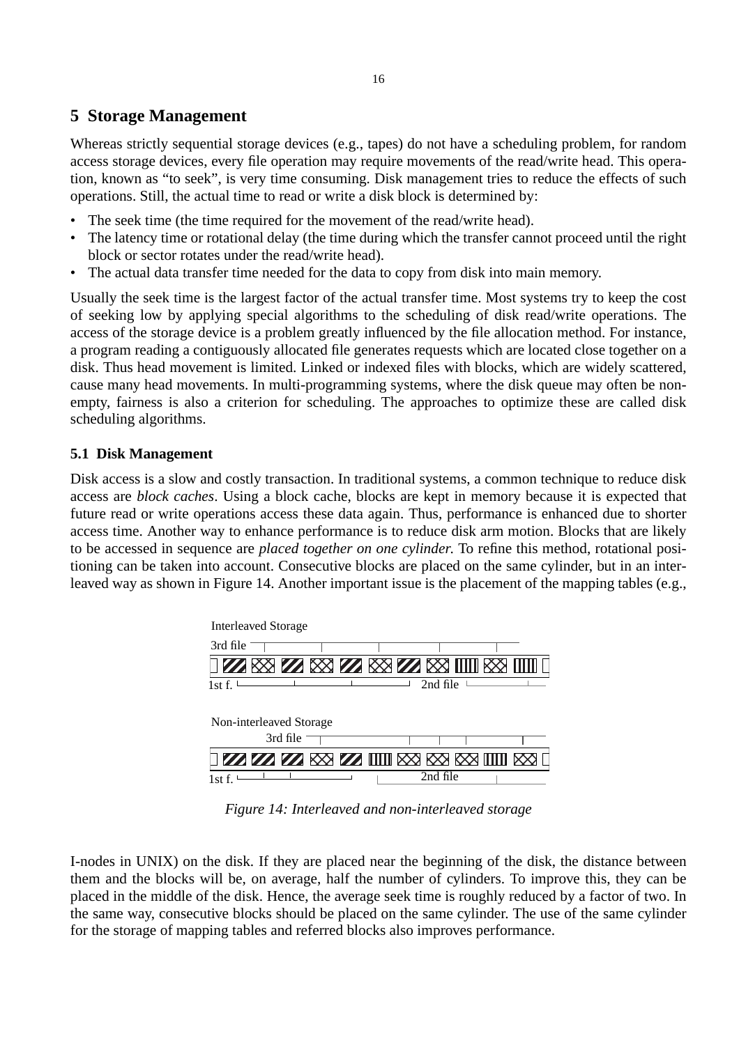## 5 Storage Management

Whereas strictly sequential storage devices (e.g., tapes) do not have a scheduling problem, for random access storage devices, every file operation may require movements of the read/write head. This operation, known as “to seek”, is very time consuming. Disk management tries to reduce the effects of such operations. Still, the actual time to read or write a disk block is determined by:

- The seek time (the time required for the movement of the read/write head).
- The latency time or rotational delay (the time during which the transfer cannot proceed until the right block or sector rotates under the read/write head).
- The actual data transfer time needed for the data to copy from disk into main memory.

Usually the seek time is the largest factor of the actual transfer time. Most systems try to keep the cost of seeking low by applying special algorithms to the scheduling of disk read/write operations. The access of the storage device is a problem greatly influenced by the file allocation method. For instance, a program reading a contiguously allocated file generates requests which are located close together on a disk. Thus head movement is limited. Linked or indexed files with blocks, which are widely scattered, cause many head movements. In multi-programming systems, where the disk queue may often be non-empty, fairness is also a criterion for scheduling. The approaches to optimize these are called disk scheduling algorithms.

### 5.1 Disk Management

Disk access is a slow and costly transaction. In traditional systems, a common technique to reduce disk access are *block caches*. Using a block cache, blocks are kept in memory because it is expected that future read or write operations access these data again. Thus, performance is enhanced due to shorter access time. Another way to enhance performance is to reduce disk arm motion. Blocks that are likely to be accessed in sequence are *placed together on one cylinder.* To refine this method, rotational positioning can be taken into account. Consecutive blocks are placed on the same cylinder, but in an interleaved way as shown in Figure 14. Another important issue is the placement of the mapping tables (e.g.,

Interleaved Storage

3rd file

1st f. 2nd file

Non-interleaved Storage

3rd file

1st f. 2nd file

*Figure 14: Interleaved and non-interleaved storage*

I-nodes in UNIX) on the disk. If they are placed near the beginning of the disk, the distance between them and the blocks will be, on average, half the number of cylinders. To improve this, they can be placed in the middle of the disk. Hence, the average seek time is roughly reduced by a factor of two. In the same way, consecutive blocks should be placed on the same cylinder. The use of the same cylinder for the storage of mapping tables and referred blocks also improves performance.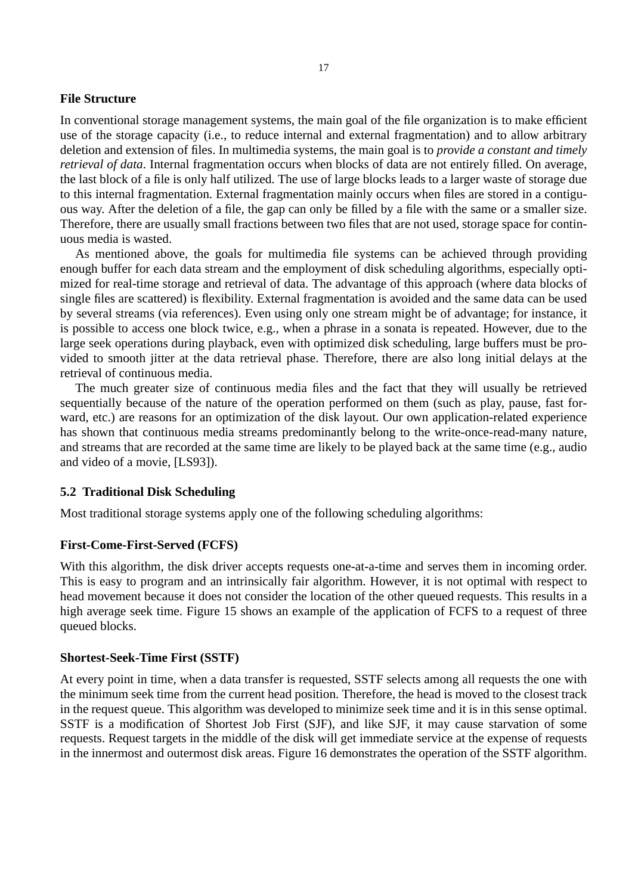**File Structure**

In conventional storage management systems, the main goal of the file organization is to make efficient use of the storage capacity (i.e., to reduce internal and external fragmentation) and to allow arbitrary deletion and extension of files. In multimedia systems, the main goal is to *provide a constant and timely retrieval of data*. Internal fragmentation occurs when blocks of data are not entirely filled. On average, the last block of a file is only half utilized. The use of large blocks leads to a larger waste of storage due to this internal fragmentation. External fragmentation mainly occurs when files are stored in a contiguous way. After the deletion of a file, the gap can only be filled by a file with the same or a smaller size. Therefore, there are usually small fractions between two files that are not used, storage space for continuous media is wasted.

As mentioned above, the goals for multimedia file systems can be achieved through providing enough buffer for each data stream and the employment of disk scheduling algorithms, especially optimized for real-time storage and retrieval of data. The advantage of this approach (where data blocks of single files are scattered) is flexibility. External fragmentation is avoided and the same data can be used by several streams (via references). Even using only one stream might be of advantage; for instance, it is possible to access one block twice, e.g., when a phrase in a sonata is repeated. However, due to the large seek operations during playback, even with optimized disk scheduling, large buffers must be provided to smooth jitter at the data retrieval phase. Therefore, there are also long initial delays at the retrieval of continuous media.

The much greater size of continuous media files and the fact that they will usually be retrieved sequentially because of the nature of the operation performed on them (such as play, pause, fast forward, etc.) are reasons for an optimization of the disk layout. Our own application-related experience has shown that continuous media streams predominantly belong to the write-once-read-many nature, and streams that are recorded at the same time are likely to be played back at the same time (e.g., audio and video of a movie, [LS93]).

## 5.2 Traditional Disk Scheduling

Most traditional storage systems apply one of the following scheduling algorithms:

**First-Come-First-Served (FCFS)**

With this algorithm, the disk driver accepts requests one-at-a-time and serves them in incoming order. This is easy to program and an intrinsically fair algorithm. However, it is not optimal with respect to head movement because it does not consider the location of the other queued requests. This results in a high average seek time. Figure 15 shows an example of the application of FCFS to a request of three queued blocks.

**Shortest-Seek-Time First (SSTF)**

At every point in time, when a data transfer is requested, SSTF selects among all requests the one with the minimum seek time from the current head position. Therefore, the head is moved to the closest track in the request queue. This algorithm was developed to minimize seek time and it is in this sense optimal. SSTF is a modification of Shortest Job First (SJF), and like SJF, it may cause starvation of some requests. Request targets in the middle of the disk will get immediate service at the expense of requests in the innermost and outermost disk areas. Figure 16 demonstrates the operation of the SSTF algorithm.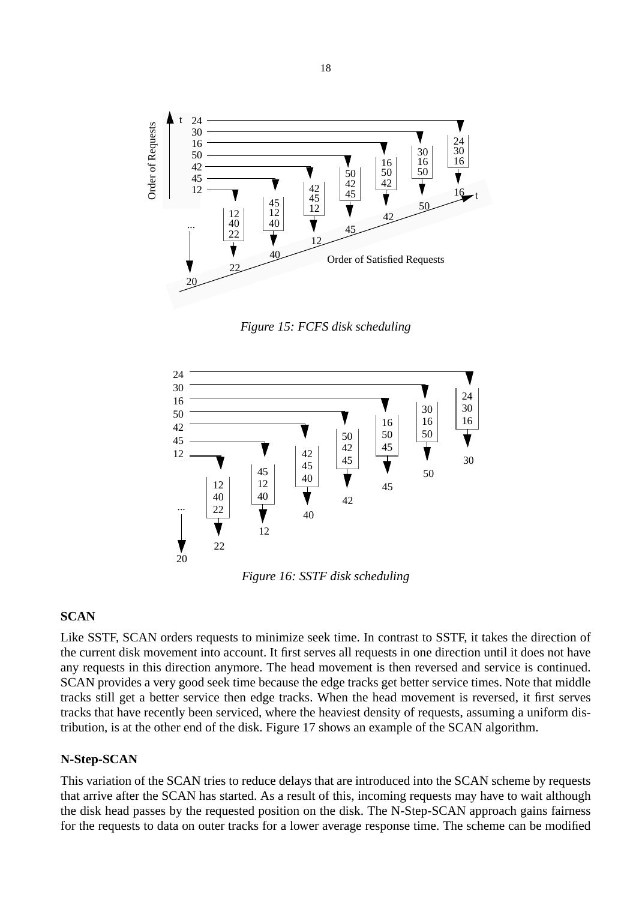*Figure 15: FCFS disk scheduling*

*Figure 16: SSTF disk scheduling*

**SCAN**

Like SSTF, SCAN orders requests to minimize seek time. In contrast to SSTF, it takes the direction of the current disk movement into account. It first serves all requests in one direction until it does not have any requests in this direction anymore. The head movement is then reversed and service is continued. SCAN provides a very good seek time because the edge tracks get better service times. Note that middle tracks still get a better service then edge tracks. When the head movement is reversed, it first serves tracks that have recently been serviced, where the heaviest density of requests, assuming a uniform distribution, is at the other end of the disk. Figure 17 shows an example of the SCAN algorithm.

**N-Step-SCAN**

This variation of the SCAN tries to reduce delays that are introduced into the SCAN scheme by requests that arrive after the SCAN has started. As a result of this, incoming requests may have to wait although the disk head passes by the requested position on the disk. The N-Step-SCAN approach gains fairness for the requests to data on outer tracks for a lower average response time. The scheme can be modified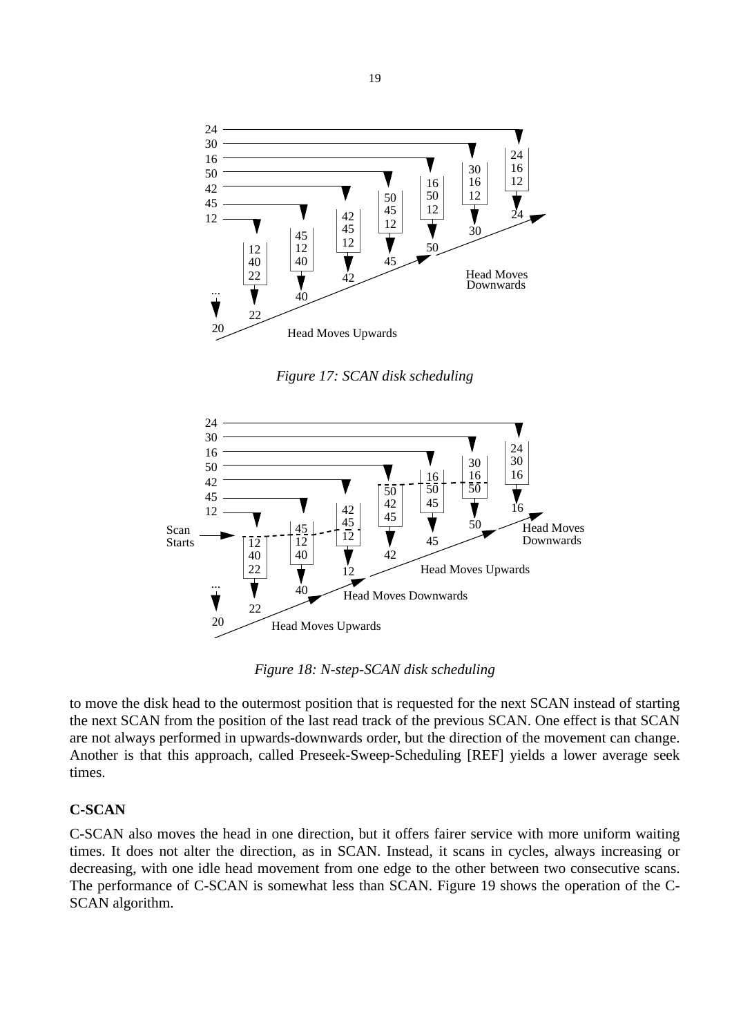*Figure 17: SCAN disk scheduling*

*Figure 18: N-step-SCAN disk scheduling*

to move the disk head to the outermost position that is requested for the next SCAN instead of starting the next SCAN from the position of the last read track of the previous SCAN. One effect is that SCAN are not always performed in upwards-downwards order, but the direction of the movement can change. Another is that this approach, called Preseek-Sweep-Scheduling [REF] yields a lower average seek times.

**C-SCAN**

C-SCAN also moves the head in one direction, but it offers fairer service with more uniform waiting times. It does not alter the direction, as in SCAN. Instead, it scans in cycles, always increasing or decreasing, with one idle head movement from one edge to the other between two consecutive scans. The performance of C-SCAN is somewhat less than SCAN. Figure 19 shows the operation of the C-SCAN algorithm.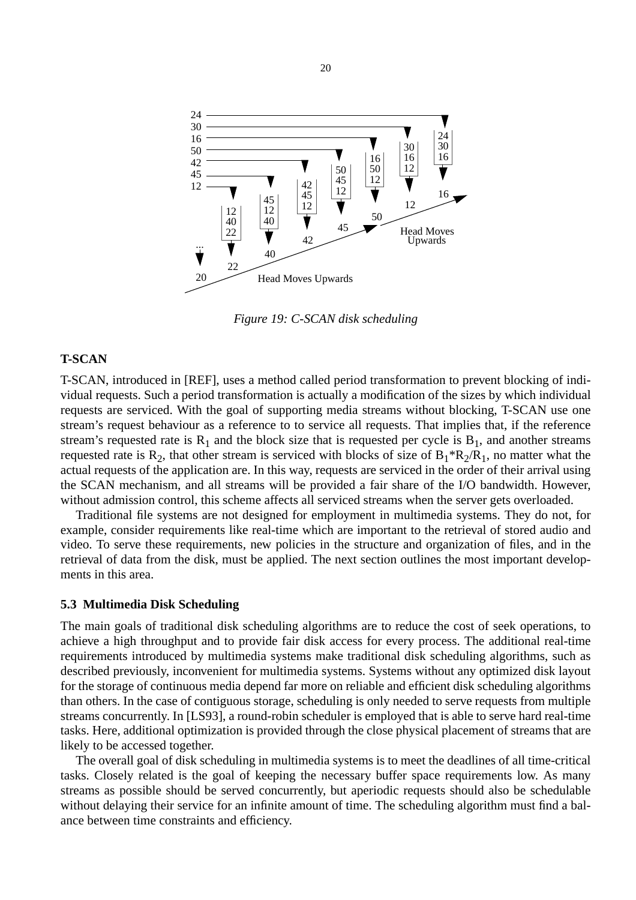24
30
16
50
42
45
12

12
40
22

45
12
40

42
45
12

50
45
12

16
50
12

30
16
12

24
30
16

...

20

22

40

42

45

50

12

16

Head Moves Upwards

Head Moves Upwards

*Figure 19: C-SCAN disk scheduling*

**T-SCAN**

T-SCAN, introduced in [REF], uses a method called period transformation to prevent blocking of individual requests. Such a period transformation is actually a modification of the sizes by which individual requests are serviced. With the goal of supporting media streams without blocking, T-SCAN use one stream's request behaviour as a reference to to service all requests. That implies that, if the reference stream's requested rate is $R_1$ and the block size that is requested per cycle is $B_1$, and another streams requested rate is $R_2$, that other stream is serviced with blocks of size of $B_1 * R_2 / R_1$, no matter what the actual requests of the application are. In this way, requests are serviced in the order of their arrival using the SCAN mechanism, and all streams will be provided a fair share of the I/O bandwidth. However, without admission control, this scheme affects all serviced streams when the server gets overloaded.

Traditional file systems are not designed for employment in multimedia systems. They do not, for example, consider requirements like real-time which are important to the retrieval of stored audio and video. To serve these requirements, new policies in the structure and organization of files, and in the retrieval of data from the disk, must be applied. The next section outlines the most important developments in this area.

### 5.3 Multimedia Disk Scheduling

The main goals of traditional disk scheduling algorithms are to reduce the cost of seek operations, to achieve a high throughput and to provide fair disk access for every process. The additional real-time requirements introduced by multimedia systems make traditional disk scheduling algorithms, such as described previously, inconvenient for multimedia systems. Systems without any optimized disk layout for the storage of continuous media depend far more on reliable and efficient disk scheduling algorithms than others. In the case of contiguous storage, scheduling is only needed to serve requests from multiple streams concurrently. In [LS93], a round-robin scheduler is employed that is able to serve hard real-time tasks. Here, additional optimization is provided through the close physical placement of streams that are likely to be accessed together.

The overall goal of disk scheduling in multimedia systems is to meet the deadlines of all time-critical tasks. Closely related is the goal of keeping the necessary buffer space requirements low. As many streams as possible should be served concurrently, but aperiodic requests should also be schedulable without delaying their service for an infinite amount of time. The scheduling algorithm must find a balance between time constraints and efficiency.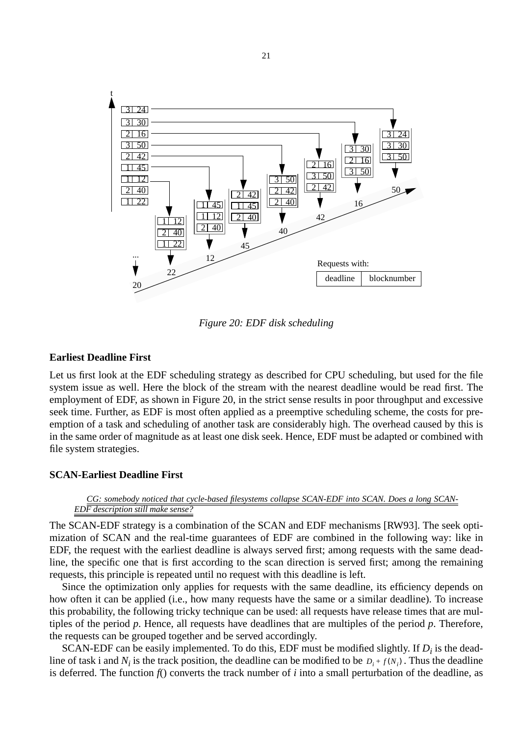t

| 3 | 24 |
| 3 | 30 |
| 2 | 16 |
| 3 | 50 |
| 2 | 42 |
| 1 | 45 |
| 1 | 12 |
| 2 | 40 |
| 1 | 22 |

...

20

22

12

45

40

42

16

50

Requests with:

deadline | blocknumber

*Figure 20: EDF disk scheduling*

**Earliest Deadline First**

Let us first look at the EDF scheduling strategy as described for CPU scheduling, but used for the file system issue as well. Here the block of the stream with the nearest deadline would be read first. The employment of EDF, as shown in Figure 20, in the strict sense results in poor throughput and excessive seek time. Further, as EDF is most often applied as a preemptive scheduling scheme, the costs for preemption of a task and scheduling of another task are considerably high. The overhead caused by this is in the same order of magnitude as at least one disk seek. Hence, EDF must be adapted or combined with file system strategies.

**SCAN-Earliest Deadline First**

*CG: somebody noticed that cycle-based filesystems collapse SCAN-EDF into SCAN. Does a long SCAN-EDF description still make sense?*

The SCAN-EDF strategy is a combination of the SCAN and EDF mechanisms [RW93]. The seek optimization of SCAN and the real-time guarantees of EDF are combined in the following way: like in EDF, the request with the earliest deadline is always served first; among requests with the same deadline, the specific one that is first according to the scan direction is served first; among the remaining requests, this principle is repeated until no request with this deadline is left.

Since the optimization only applies for requests with the same deadline, its efficiency depends on how often it can be applied (i.e., how many requests have the same or a similar deadline). To increase this probability, the following tricky technique can be used: all requests have release times that are multiples of the period *p*. Hence, all requests have deadlines that are multiples of the period *p*. Therefore, the requests can be grouped together and be served accordingly.

SCAN-EDF can be easily implemented. To do this, EDF must be modified slightly. If $D_i$ is the deadline of task i and $N_i$ is the track position, the deadline can be modified to be $D_i + f(N_i)$. Thus the deadline is deferred. The function *f*() converts the track number of *i* into a small perturbation of the deadline, as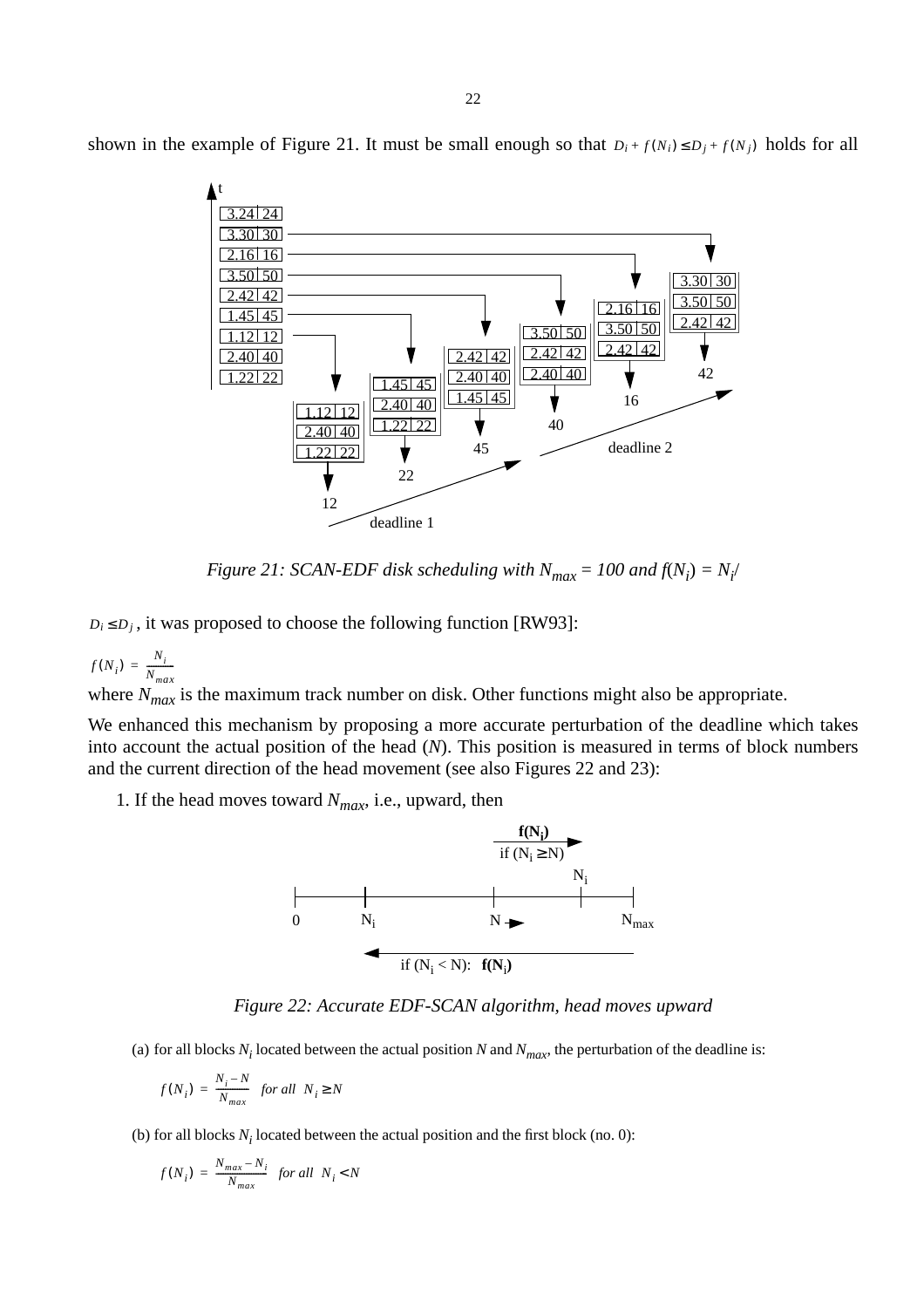shown in the example of Figure 21. It must be small enough so that $D_i + f(N_i) \le D_j + f(N_j)$ holds for all

*Figure 21: SCAN-EDF disk scheduling with $N_{max}$ = 100 and $f(N_i) = N_i/$*

$D_i \le D_j$, it was proposed to choose the following function [RW93]:

$$f(N_i) = \frac{N_i}{N_{max}}$$

where $N_{max}$ is the maximum track number on disk. Other functions might also be appropriate.

We enhanced this mechanism by proposing a more accurate perturbation of the deadline which takes into account the actual position of the head ($N$). This position is measured in terms of block numbers and the current direction of the head movement (see also Figures 22 and 23):

1. If the head moves toward $N_{max}$, i.e., upward, then

*Figure 22: Accurate EDF-SCAN algorithm, head moves upward*

(a) for all blocks $N_i$ located between the actual position $N$ and $N_{max}$, the perturbation of the deadline is:

$$f(N_i) = \frac{N_i - N}{N_{max}} \quad for\ all \ \ N_i \ge N$$

(b) for all blocks $N_i$ located between the actual position and the first block (no. 0):

$$f(N_i) = \frac{N_{max} - N_i}{N_{max}} \quad for\ all \ \ N_i < N$$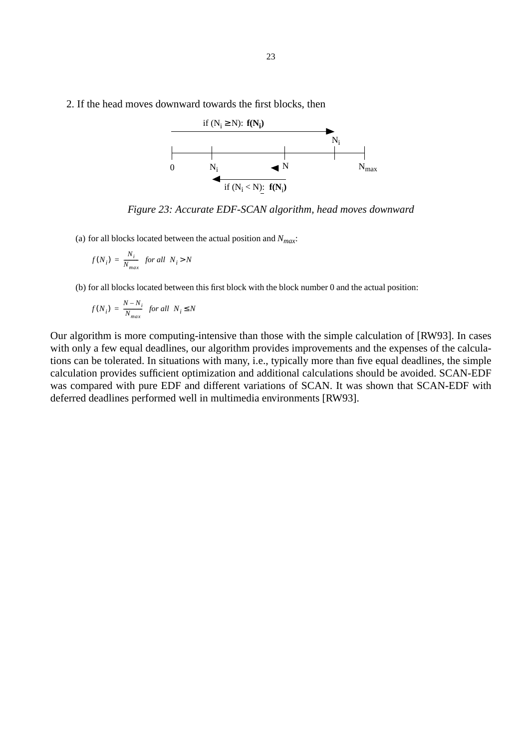2. If the head moves downward towards the first blocks, then

if ($N_i \geq N$): **f($N_i$)**

$N_i$

0 $N_i$ N $N_{max}$

if ($N_i < N$): **f($N_i$)**

*Figure 23: Accurate EDF-SCAN algorithm, head moves downward*

(a) for all blocks located between the actual position and $N_{max}$:

$$f(N_i) = \frac{N_i}{N_{max}} \quad \textit{for all} \quad N_i > N$$

(b) for all blocks located between this first block with the block number 0 and the actual position:

$$f(N_i) = \frac{N - N_i}{N_{max}} \quad \textit{for all} \quad N_i \leq N$$

Our algorithm is more computing-intensive than those with the simple calculation of [RW93]. In cases with only a few equal deadlines, our algorithm provides improvements and the expenses of the calculations can be tolerated. In situations with many, i.e., typically more than five equal deadlines, the simple calculation provides sufficient optimization and additional calculations should be avoided. SCAN-EDF was compared with pure EDF and different variations of SCAN. It was shown that SCAN-EDF with deferred deadlines performed well in multimedia environments [RW93].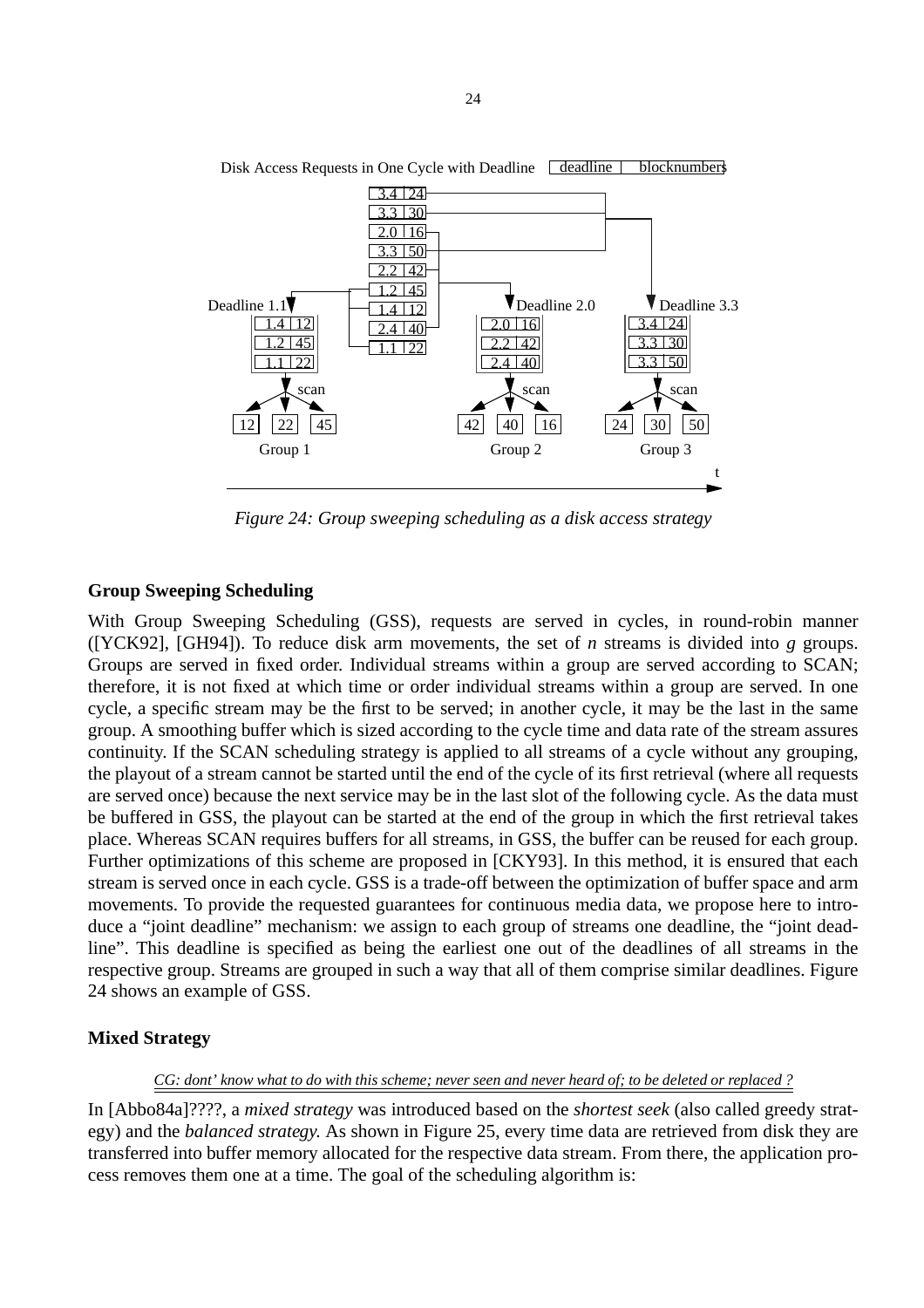Disk Access Requests in One Cycle with Deadline

deadline | blocknumbers

3.4 | 24
3.3 | 30
2.0 | 16
3.3 | 50
2.2 | 42
1.2 | 45
1.4 | 12
2.4 | 40
1.1 | 22

Deadline 1.1

1.4 | 12
1.2 | 45
1.1 | 22

scan

12 22 45

Group 1

Deadline 2.0

2.0 | 16
2.2 | 42
2.4 | 40

scan

42 40 16

Group 2

Deadline 3.3

3.4 | 24
3.3 | 30
3.3 | 50

scan

24 30 50

Group 3

t

*Figure 24: Group sweeping scheduling as a disk access strategy*

### Group Sweeping Scheduling

With Group Sweeping Scheduling (GSS), requests are served in cycles, in round-robin manner ([YCK92], [GH94]). To reduce disk arm movements, the set of *n* streams is divided into *g* groups. Groups are served in fixed order. Individual streams within a group are served according to SCAN; therefore, it is not fixed at which time or order individual streams within a group are served. In one cycle, a specific stream may be the first to be served; in another cycle, it may be the last in the same group. A smoothing buffer which is sized according to the cycle time and data rate of the stream assures continuity. If the SCAN scheduling strategy is applied to all streams of a cycle without any grouping, the playout of a stream cannot be started until the end of the cycle of its first retrieval (where all requests are served once) because the next service may be in the last slot of the following cycle. As the data must be buffered in GSS, the playout can be started at the end of the group in which the first retrieval takes place. Whereas SCAN requires buffers for all streams, in GSS, the buffer can be reused for each group. Further optimizations of this scheme are proposed in [CKY93]. In this method, it is ensured that each stream is served once in each cycle. GSS is a trade-off between the optimization of buffer space and arm movements. To provide the requested guarantees for continuous media data, we propose here to introduce a "joint deadline" mechanism: we assign to each group of streams one deadline, the "joint deadline". This deadline is specified as being the earliest one out of the deadlines of all streams in the respective group. Streams are grouped in such a way that all of them comprise similar deadlines. Figure 24 shows an example of GSS.

### Mixed Strategy

*CG: dont' know what to do with this scheme; never seen and never heard of; to be deleted or replaced ?*

In [Abbo84a]????, a *mixed strategy* was introduced based on the *shortest seek* (also called greedy strategy) and the *balanced strategy.* As shown in Figure 25, every time data are retrieved from disk they are transferred into buffer memory allocated for the respective data stream. From there, the application process removes them one at a time. The goal of the scheduling algorithm is: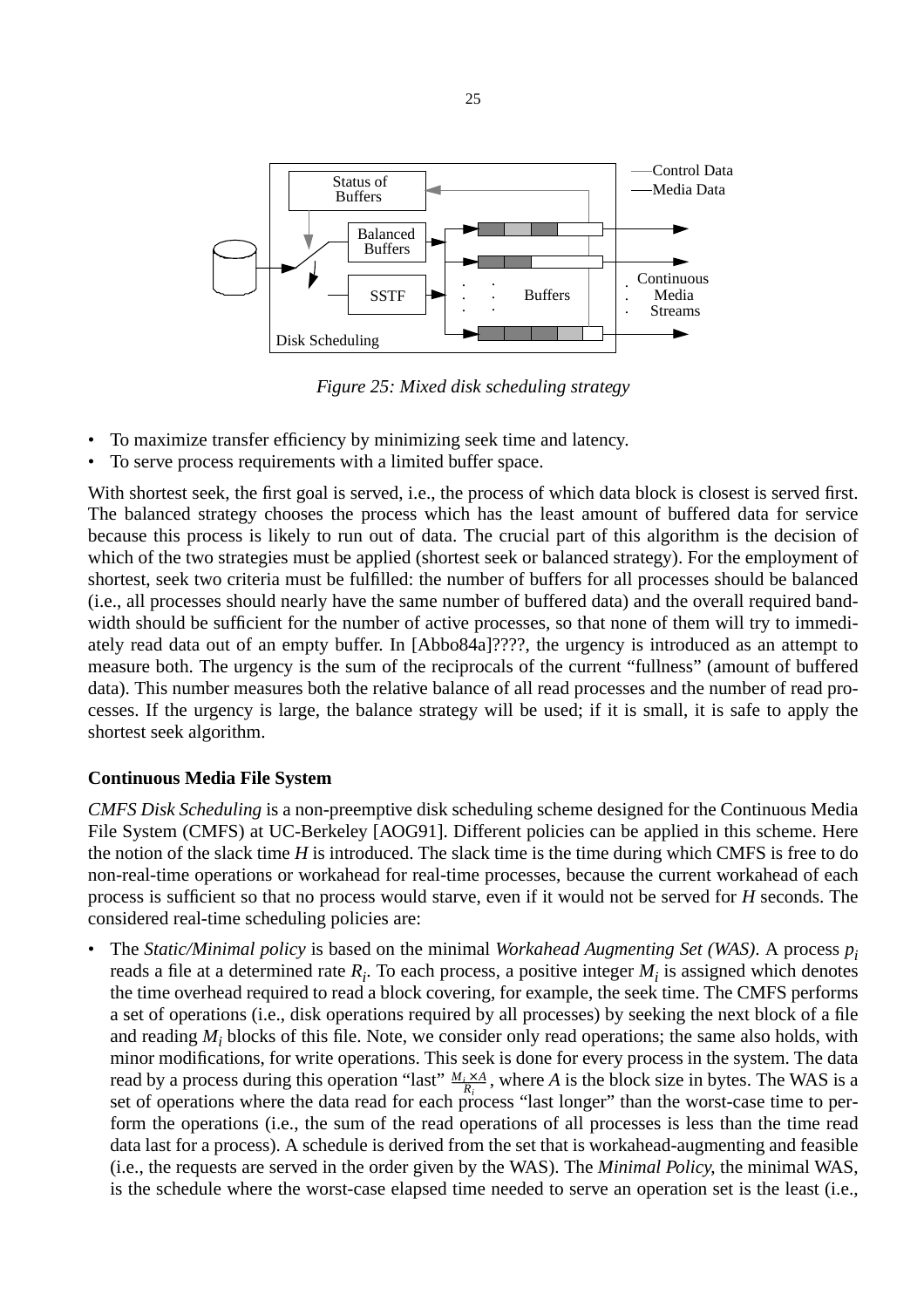Control Data

Media Data

Status of Buffers

Balanced Buffers

SSTF

Buffers

Continuous Media Streams

Disk Scheduling

*Figure 25: Mixed disk scheduling strategy*

- To maximize transfer efficiency by minimizing seek time and latency.
- To serve process requirements with a limited buffer space.

With shortest seek, the first goal is served, i.e., the process of which data block is closest is served first. The balanced strategy chooses the process which has the least amount of buffered data for service because this process is likely to run out of data. The crucial part of this algorithm is the decision of which of the two strategies must be applied (shortest seek or balanced strategy). For the employment of shortest, seek two criteria must be fulfilled: the number of buffers for all processes should be balanced (i.e., all processes should nearly have the same number of buffered data) and the overall required bandwidth should be sufficient for the number of active processes, so that none of them will try to immediately read data out of an empty buffer. In [Abbo84a]????, the urgency is introduced as an attempt to measure both. The urgency is the sum of the reciprocals of the current "fullness" (amount of buffered data). This number measures both the relative balance of all read processes and the number of read processes. If the urgency is large, the balance strategy will be used; if it is small, it is safe to apply the shortest seek algorithm.

**Continuous Media File System**

*CMFS Disk Scheduling* is a non-preemptive disk scheduling scheme designed for the Continuous Media File System (CMFS) at UC-Berkeley [AOG91]. Different policies can be applied in this scheme. Here the notion of the slack time $H$ is introduced. The slack time is the time during which CMFS is free to do non-real-time operations or workahead for real-time processes, because the current workahead of each process is sufficient so that no process would starve, even if it would not be served for $H$ seconds. The considered real-time scheduling policies are:

- The *Static/Minimal policy* is based on the minimal *Workahead Augmenting Set (WAS)*. A process $p_i$ reads a file at a determined rate $R_i$. To each process, a positive integer $M_i$ is assigned which denotes the time overhead required to read a block covering, for example, the seek time. The CMFS performs a set of operations (i.e., disk operations required by all processes) by seeking the next block of a file and reading $M_i$ blocks of this file. Note, we consider only read operations; the same also holds, with minor modifications, for write operations. This seek is done for every process in the system. The data read by a process during this operation "last" $\frac{M_i \times A}{R_i}$, where $A$ is the block size in bytes. The WAS is a set of operations where the data read for each process "last longer" than the worst-case time to perform the operations (i.e., the sum of the read operations of all processes is less than the time read data last for a process). A schedule is derived from the set that is workahead-augmenting and feasible (i.e., the requests are served in the order given by the WAS). The *Minimal Policy*, the minimal WAS, is the schedule where the worst-case elapsed time needed to serve an operation set is the least (i.e.,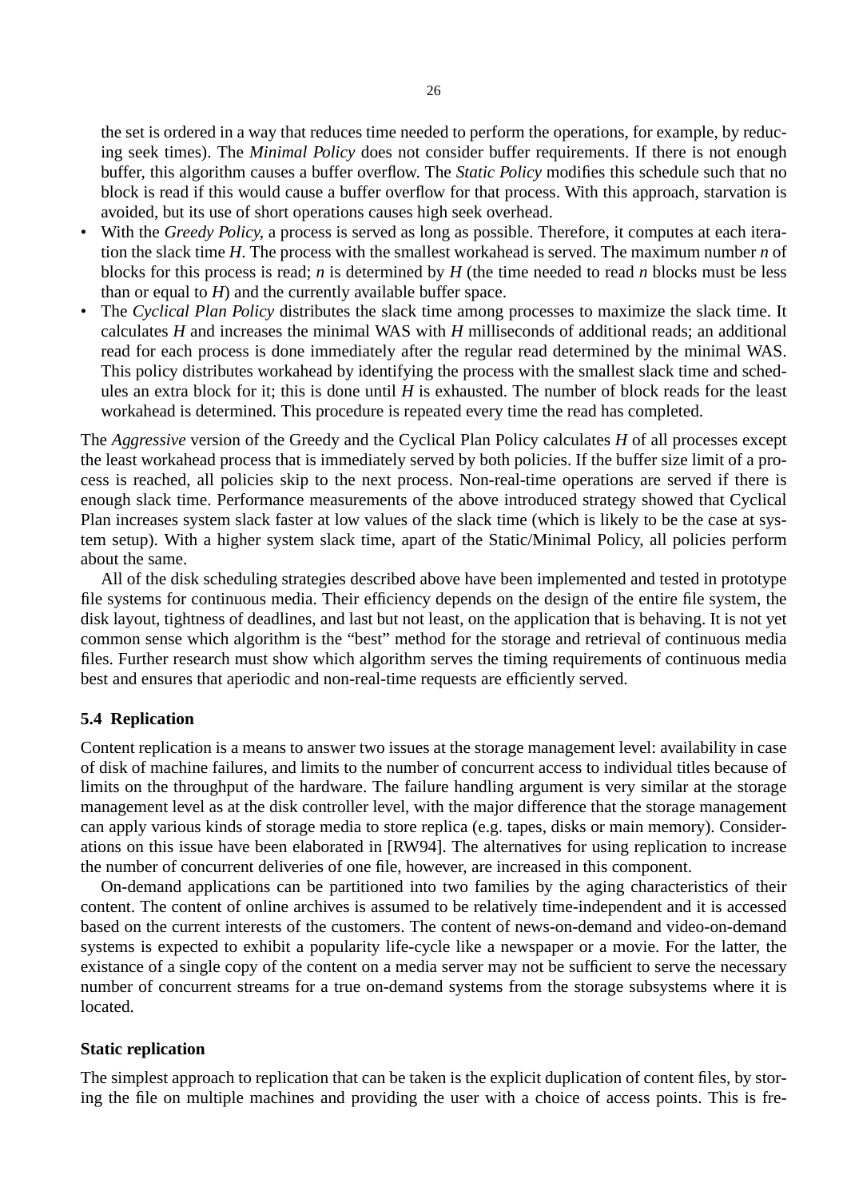the set is ordered in a way that reduces time needed to perform the operations, for example, by reducing seek times). The *Minimal Policy* does not consider buffer requirements. If there is not enough buffer, this algorithm causes a buffer overflow. The *Static Policy* modifies this schedule such that no block is read if this would cause a buffer overflow for that process. With this approach, starvation is avoided, but its use of short operations causes high seek overhead.

- With the *Greedy Policy*, a process is served as long as possible. Therefore, it computes at each iteration the slack time $H$. The process with the smallest workahead is served. The maximum number $n$ of blocks for this process is read; $n$ is determined by $H$ (the time needed to read $n$ blocks must be less than or equal to $H$) and the currently available buffer space.
- The *Cyclical Plan Policy* distributes the slack time among processes to maximize the slack time. It calculates $H$ and increases the minimal WAS with $H$ milliseconds of additional reads; an additional read for each process is done immediately after the regular read determined by the minimal WAS. This policy distributes workahead by identifying the process with the smallest slack time and schedules an extra block for it; this is done until $H$ is exhausted. The number of block reads for the least workahead is determined. This procedure is repeated every time the read has completed.

The *Aggressive* version of the Greedy and the Cyclical Plan Policy calculates $H$ of all processes except the least workahead process that is immediately served by both policies. If the buffer size limit of a process is reached, all policies skip to the next process. Non-real-time operations are served if there is enough slack time. Performance measurements of the above introduced strategy showed that Cyclical Plan increases system slack faster at low values of the slack time (which is likely to be the case at system setup). With a higher system slack time, apart of the Static/Minimal Policy, all policies perform about the same.

All of the disk scheduling strategies described above have been implemented and tested in prototype file systems for continuous media. Their efficiency depends on the design of the entire file system, the disk layout, tightness of deadlines, and last but not least, on the application that is behaving. It is not yet common sense which algorithm is the "best" method for the storage and retrieval of continuous media files. Further research must show which algorithm serves the timing requirements of continuous media best and ensures that aperiodic and non-real-time requests are efficiently served.

### 5.4 Replication

Content replication is a means to answer two issues at the storage management level: availability in case of disk of machine failures, and limits to the number of concurrent access to individual titles because of limits on the throughput of the hardware. The failure handling argument is very similar at the storage management level as at the disk controller level, with the major difference that the storage management can apply various kinds of storage media to store replica (e.g. tapes, disks or main memory). Considerations on this issue have been elaborated in [RW94]. The alternatives for using replication to increase the number of concurrent deliveries of one file, however, are increased in this component.

On-demand applications can be partitioned into two families by the aging characteristics of their content. The content of online archives is assumed to be relatively time-independent and it is accessed based on the current interests of the customers. The content of news-on-demand and video-on-demand systems is expected to exhibit a popularity life-cycle like a newspaper or a movie. For the latter, the existance of a single copy of the content on a media server may not be sufficient to serve the necessary number of concurrent streams for a true on-demand systems from the storage subsystems where it is located.

#### Static replication

The simplest approach to replication that can be taken is the explicit duplication of content files, by storing the file on multiple machines and providing the user with a choice of access points. This is fre-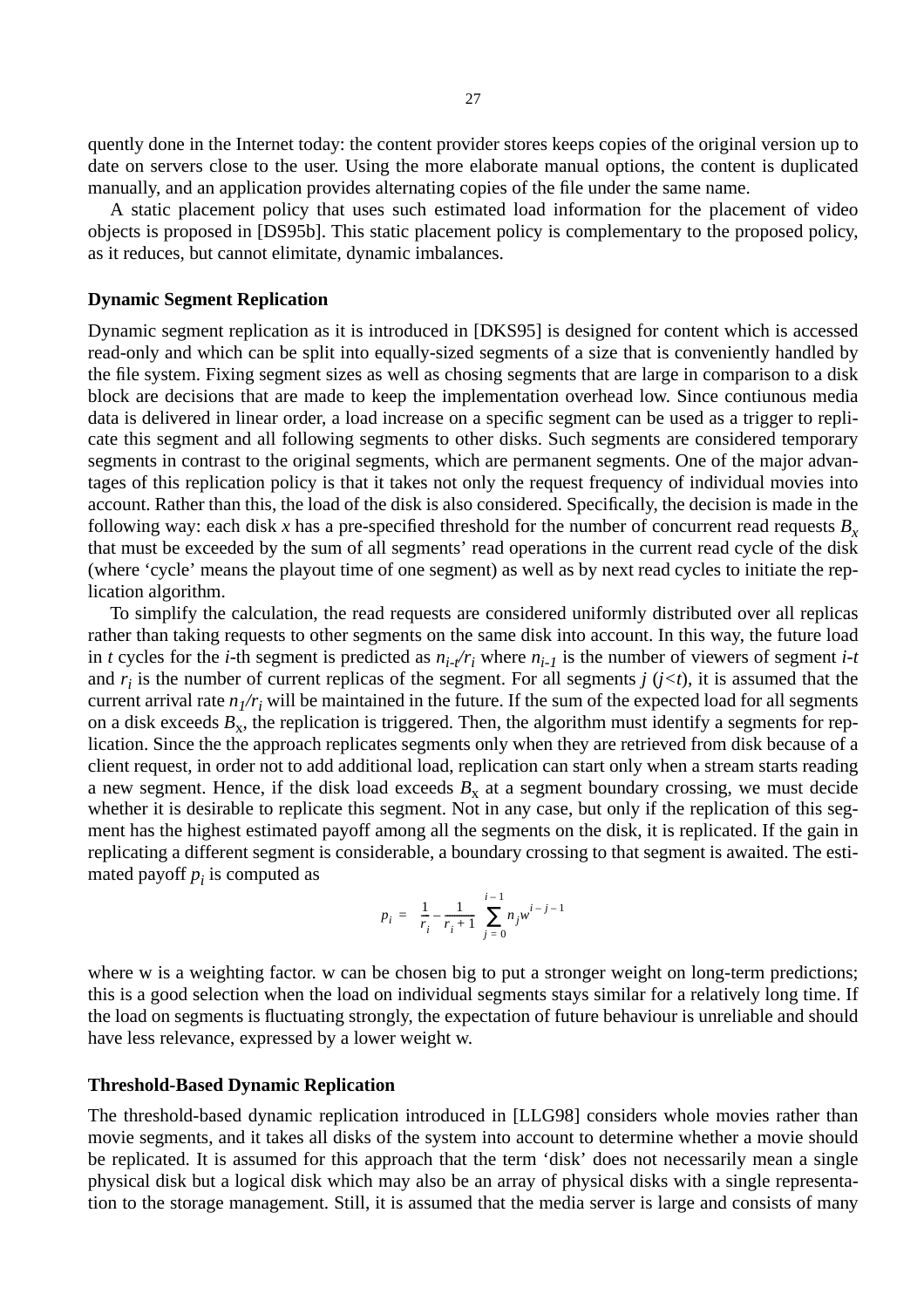quently done in the Internet today: the content provider stores keeps copies of the original version up to date on servers close to the user. Using the more elaborate manual options, the content is duplicated manually, and an application provides alternating copies of the file under the same name.

A static placement policy that uses such estimated load information for the placement of video objects is proposed in [DS95b]. This static placement policy is complementary to the proposed policy, as it reduces, but cannot elimitate, dynamic imbalances.

**Dynamic Segment Replication**

Dynamic segment replication as it is introduced in [DKS95] is designed for content which is accessed read-only and which can be split into equally-sized segments of a size that is conveniently handled by the file system. Fixing segment sizes as well as chosing segments that are large in comparison to a disk block are decisions that are made to keep the implementation overhead low. Since contiunous media data is delivered in linear order, a load increase on a specific segment can be used as a trigger to replicate this segment and all following segments to other disks. Such segments are considered temporary segments in contrast to the original segments, which are permanent segments. One of the major advantages of this replication policy is that it takes not only the request frequency of individual movies into account. Rather than this, the load of the disk is also considered. Specifically, the decision is made in the following way: each disk *x* has a pre-specified threshold for the number of concurrent read requests $B_x$ that must be exceeded by the sum of all segments' read operations in the current read cycle of the disk (where 'cycle' means the playout time of one segment) as well as by next read cycles to initiate the replication algorithm.

To simplify the calculation, the read requests are considered uniformly distributed over all replicas rather than taking requests to other segments on the same disk into account. In this way, the future load in *t* cycles for the *i*-th segment is predicted as $n_{i-t}/r_i$ where $n_{i-1}$ is the number of viewers of segment *i-t* and $r_i$ is the number of current replicas of the segment. For all segments *j* ($j<t$), it is assumed that the current arrival rate $n_1/r_i$ will be maintained in the future. If the sum of the expected load for all segments on a disk exceeds $B_x$, the replication is triggered. Then, the algorithm must identify a segments for replication. Since the the approach replicates segments only when they are retrieved from disk because of a client request, in order not to add additional load, replication can start only when a stream starts reading a new segment. Hence, if the disk load exceeds $B_x$ at a segment boundary crossing, we must decide whether it is desirable to replicate this segment. Not in any case, but only if the replication of this segment has the highest estimated payoff among all the segments on the disk, it is replicated. If the gain in replicating a different segment is considerable, a boundary crossing to that segment is awaited. The estimated payoff $p_i$ is computed as

$$p_i = \frac{1}{r_i} - \frac{1}{r_i + 1} \sum_{j=0}^{i-1} n_j w^{i-j-1}$$

where w is a weighting factor. w can be chosen big to put a stronger weight on long-term predictions; this is a good selection when the load on individual segments stays similar for a relatively long time. If the load on segments is fluctuating strongly, the expectation of future behaviour is unreliable and should have less relevance, expressed by a lower weight w.

**Threshold-Based Dynamic Replication**

The threshold-based dynamic replication introduced in [LLG98] considers whole movies rather than movie segments, and it takes all disks of the system into account to determine whether a movie should be replicated. It is assumed for this approach that the term 'disk' does not necessarily mean a single physical disk but a logical disk which may also be an array of physical disks with a single representation to the storage management. Still, it is assumed that the media server is large and consists of many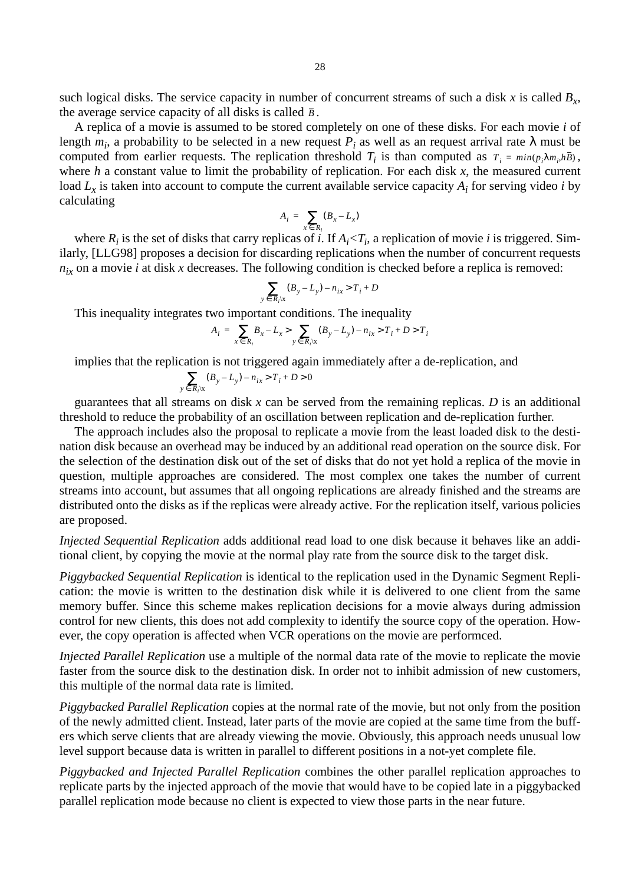such logical disks. The service capacity in number of concurrent streams of such a disk $x$ is called $B_x$, the average service capacity of all disks is called $\bar{B}$.

A replica of a movie is assumed to be stored completely on one of these disks. For each movie $i$ of length $m_i$, a probability to be selected in a new request $P_i$ as well as an request arrival rate $\lambda$ must be computed from earlier requests. The replication threshold $T_i$ is than computed as $T_i = min(p_i \lambda m_i, h\bar{B})$, where $h$ a constant value to limit the probability of replication. For each disk $x$, the measured current load $L_x$ is taken into account to compute the current available service capacity $A_i$ for serving video $i$ by calculating

$$A_i = \sum_{x \in R_i} (B_x - L_x)$$

where $R_i$ is the set of disks that carry replicas of $i$. If $A_i < T_i$, a replication of movie $i$ is triggered. Similarly, [LLG98] proposes a decision for discarding replications when the number of concurrent requests $n_{ix}$ on a movie $i$ at disk $x$ decreases. The following condition is checked before a replica is removed:

$$\sum_{y \in R_i \backslash x} (B_y - L_y) - n_{ix} > T_i + D$$

This inequality integrates two important conditions. The inequality

$$A_i = \sum_{x \in R_i} B_x - L_x > \sum_{y \in R_i \backslash x} (B_y - L_y) - n_{ix} > T_i + D > T_i$$

implies that the replication is not triggered again immediately after a de-replication, and

$$\sum_{y \in R_i \backslash x} (B_y - L_y) - n_{ix} > T_i + D > 0$$

guarantees that all streams on disk $x$ can be served from the remaining replicas. $D$ is an additional threshold to reduce the probability of an oscillation between replication and de-replication further.

The approach includes also the proposal to replicate a movie from the least loaded disk to the destination disk because an overhead may be induced by an additional read operation on the source disk. For the selection of the destination disk out of the set of disks that do not yet hold a replica of the movie in question, multiple approaches are considered. The most complex one takes the number of current streams into account, but assumes that all ongoing replications are already finished and the streams are distributed onto the disks as if the replicas were already active. For the replication itself, various policies are proposed.

*Injected Sequential Replication* adds additional read load to one disk because it behaves like an additional client, by copying the movie at the normal play rate from the source disk to the target disk.

*Piggybacked Sequential Replication* is identical to the replication used in the Dynamic Segment Replication: the movie is written to the destination disk while it is delivered to one client from the same memory buffer. Since this scheme makes replication decisions for a movie always during admission control for new clients, this does not add complexity to identify the source copy of the operation. However, the copy operation is affected when VCR operations on the movie are performced.

*Injected Parallel Replication* use a multiple of the normal data rate of the movie to replicate the movie faster from the source disk to the destination disk. In order not to inhibit admission of new customers, this multiple of the normal data rate is limited.

*Piggybacked Parallel Replication* copies at the normal rate of the movie, but not only from the position of the newly admitted client. Instead, later parts of the movie are copied at the same time from the buffers which serve clients that are already viewing the movie. Obviously, this approach needs unusual low level support because data is written in parallel to different positions in a not-yet complete file.

*Piggybacked and Injected Parallel Replication* combines the other parallel replication approaches to replicate parts by the injected approach of the movie that would have to be copied late in a piggybacked parallel replication mode because no client is expected to view those parts in the near future.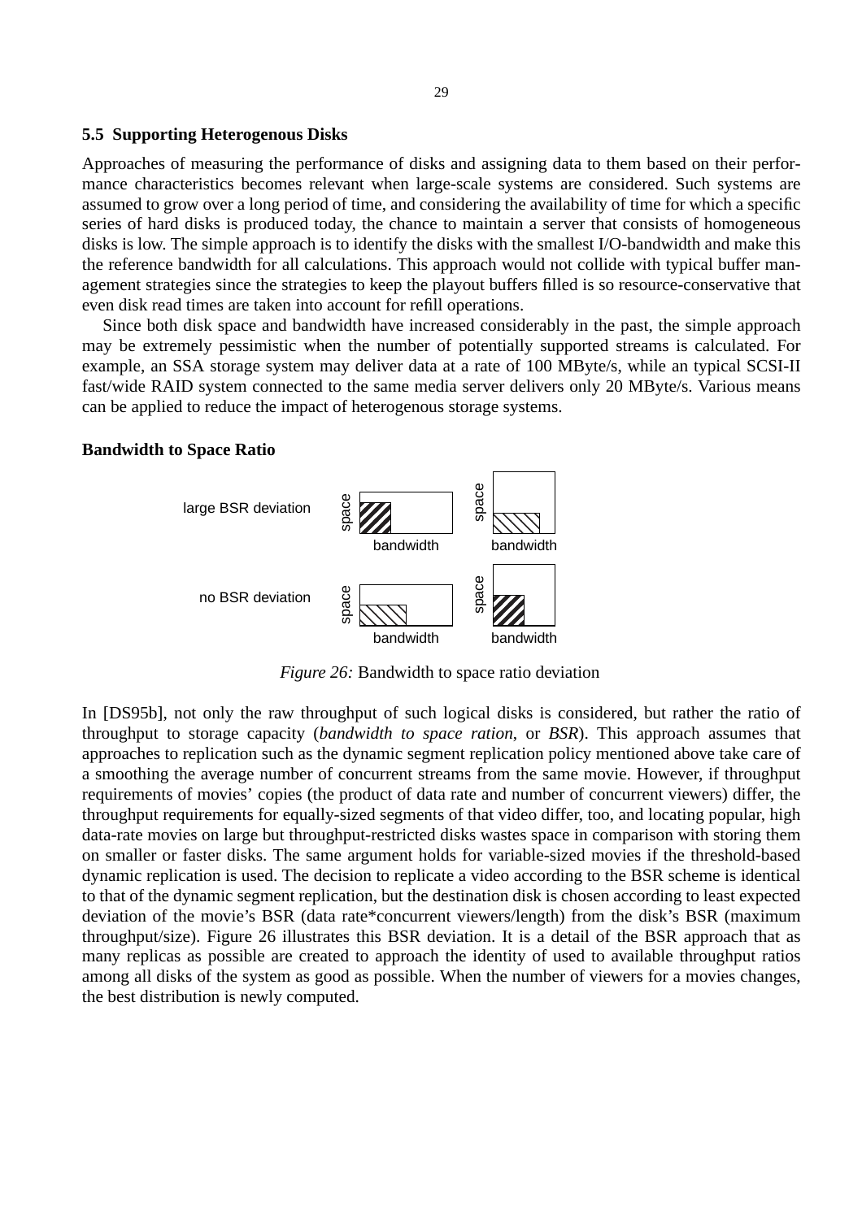## 5.5 Supporting Heterogenous Disks

Approaches of measuring the performance of disks and assigning data to them based on their performance characteristics becomes relevant when large-scale systems are considered. Such systems are assumed to grow over a long period of time, and considering the availability of time for which a specific series of hard disks is produced today, the chance to maintain a server that consists of homogeneous disks is low. The simple approach is to identify the disks with the smallest I/O-bandwidth and make this the reference bandwidth for all calculations. This approach would not collide with typical buffer management strategies since the strategies to keep the playout buffers filled is so resource-conservative that even disk read times are taken into account for refill operations.

Since both disk space and bandwidth have increased considerably in the past, the simple approach may be extremely pessimistic when the number of potentially supported streams is calculated. For example, an SSA storage system may deliver data at a rate of 100 MByte/s, while an typical SCSI-II fast/wide RAID system connected to the same media server delivers only 20 MByte/s. Various means can be applied to reduce the impact of heterogenous storage systems.

**Bandwidth to Space Ratio**

large BSR deviation

no BSR deviation

space

bandwidth

space

bandwidth

space

bandwidth

space

bandwidth

*Figure 26:* Bandwidth to space ratio deviation

In [DS95b], not only the raw throughput of such logical disks is considered, but rather the ratio of throughput to storage capacity (*bandwidth to space ration*, or *BSR*). This approach assumes that approaches to replication such as the dynamic segment replication policy mentioned above take care of a smoothing the average number of concurrent streams from the same movie. However, if throughput requirements of movies' copies (the product of data rate and number of concurrent viewers) differ, the throughput requirements for equally-sized segments of that video differ, too, and locating popular, high data-rate movies on large but throughput-restricted disks wastes space in comparison with storing them on smaller or faster disks. The same argument holds for variable-sized movies if the threshold-based dynamic replication is used. The decision to replicate a video according to the BSR scheme is identical to that of the dynamic segment replication, but the destination disk is chosen according to least expected deviation of the movie's BSR (data rate*concurrent viewers/length) from the disk's BSR (maximum throughput/size). Figure 26 illustrates this BSR deviation. It is a detail of the BSR approach that as many replicas as possible are created to approach the identity of used to available throughput ratios among all disks of the system as good as possible. When the number of viewers for a movies changes, the best distribution is newly computed.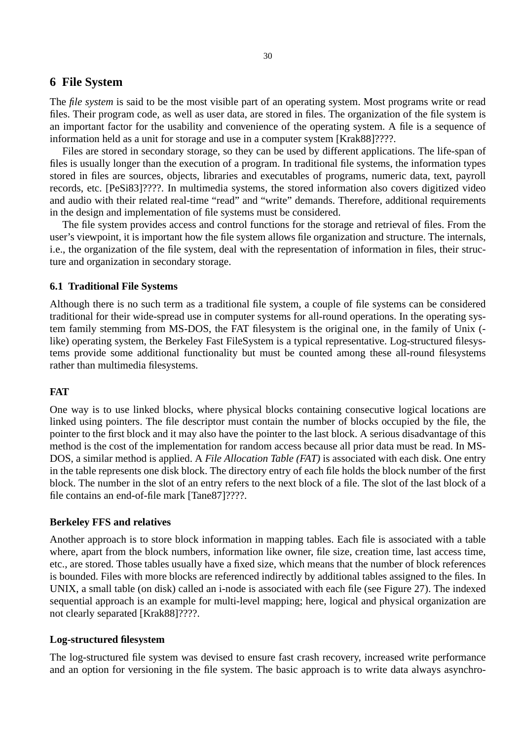# 6 File System

The *file system* is said to be the most visible part of an operating system. Most programs write or read files. Their program code, as well as user data, are stored in files. The organization of the file system is an important factor for the usability and convenience of the operating system. A file is a sequence of information held as a unit for storage and use in a computer system [Krak88]????.

Files are stored in secondary storage, so they can be used by different applications. The life-span of files is usually longer than the execution of a program. In traditional file systems, the information types stored in files are sources, objects, libraries and executables of programs, numeric data, text, payroll records, etc. [PeSi83]????. In multimedia systems, the stored information also covers digitized video and audio with their related real-time "read" and "write" demands. Therefore, additional requirements in the design and implementation of file systems must be considered.

The file system provides access and control functions for the storage and retrieval of files. From the user's viewpoint, it is important how the file system allows file organization and structure. The internals, i.e., the organization of the file system, deal with the representation of information in files, their structure and organization in secondary storage.

## 6.1 Traditional File Systems

Although there is no such term as a traditional file system, a couple of file systems can be considered traditional for their wide-spread use in computer systems for all-round operations. In the operating system family stemming from MS-DOS, the FAT filesystem is the original one, in the family of Unix (-like) operating system, the Berkeley Fast FileSystem is a typical representative. Log-structured filesystems provide some additional functionality but must be counted among these all-round filesystems rather than multimedia filesystems.

### FAT

One way is to use linked blocks, where physical blocks containing consecutive logical locations are linked using pointers. The file descriptor must contain the number of blocks occupied by the file, the pointer to the first block and it may also have the pointer to the last block. A serious disadvantage of this method is the cost of the implementation for random access because all prior data must be read. In MS-DOS, a similar method is applied. A *File Allocation Table (FAT)* is associated with each disk. One entry in the table represents one disk block. The directory entry of each file holds the block number of the first block. The number in the slot of an entry refers to the next block of a file. The slot of the last block of a file contains an end-of-file mark [Tane87]????.

### Berkeley FFS and relatives

Another approach is to store block information in mapping tables. Each file is associated with a table where, apart from the block numbers, information like owner, file size, creation time, last access time, etc., are stored. Those tables usually have a fixed size, which means that the number of block references is bounded. Files with more blocks are referenced indirectly by additional tables assigned to the files. In UNIX, a small table (on disk) called an i-node is associated with each file (see Figure 27). The indexed sequential approach is an example for multi-level mapping; here, logical and physical organization are not clearly separated [Krak88]????.

### Log-structured filesystem

The log-structured file system was devised to ensure fast crash recovery, increased write performance and an option for versioning in the file system. The basic approach is to write data always asynchro-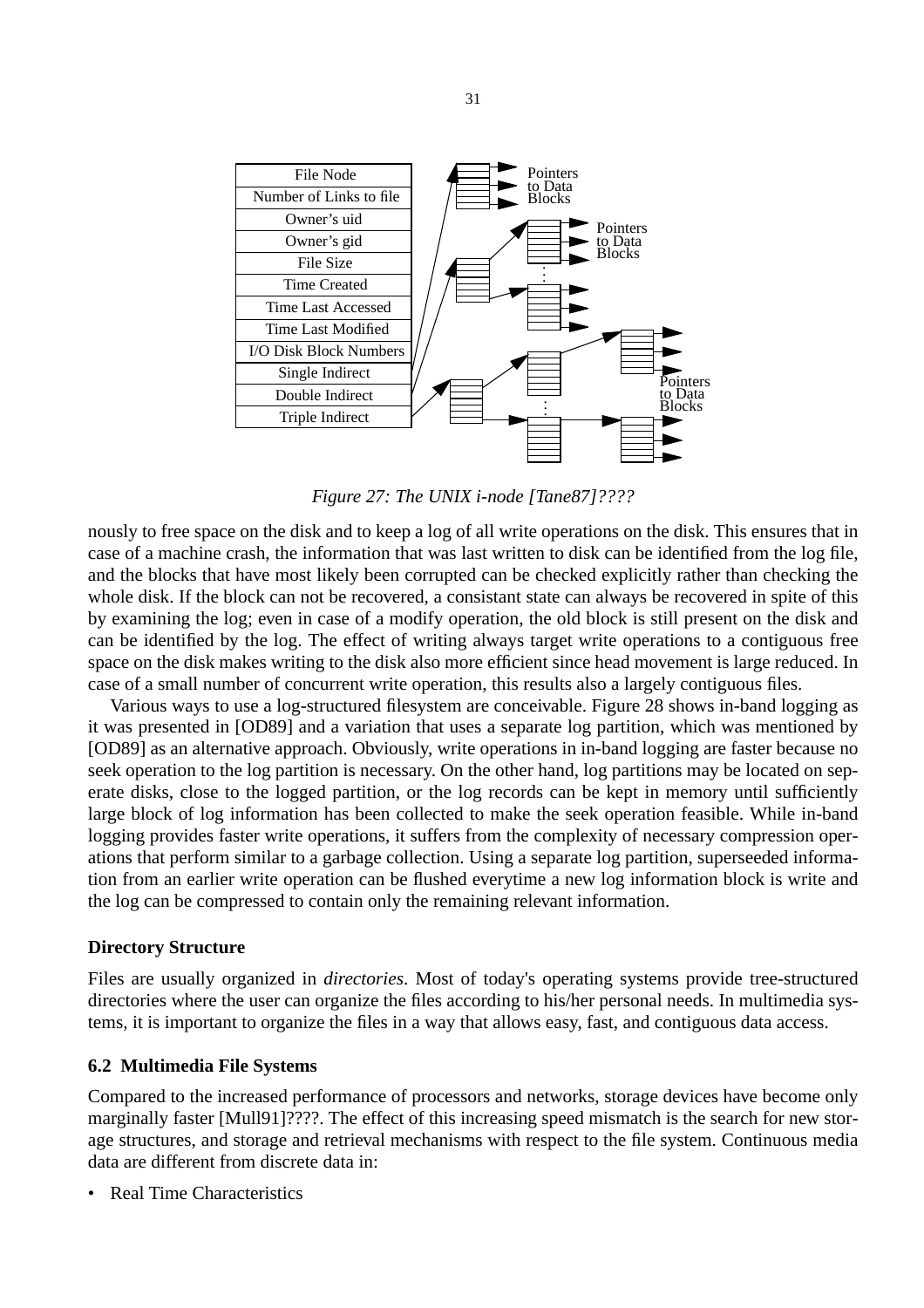Figure 27: The UNIX i-node [Tane87]????

nously to free space on the disk and to keep a log of all write operations on the disk. This ensures that in case of a machine crash, the information that was last written to disk can be identified from the log file, and the blocks that have most likely been corrupted can be checked explicitly rather than checking the whole disk. If the block can not be recovered, a consistant state can always be recovered in spite of this by examining the log; even in case of a modify operation, the old block is still present on the disk and can be identified by the log. The effect of writing always target write operations to a contiguous free space on the disk makes writing to the disk also more efficient since head movement is large reduced. In case of a small number of concurrent write operation, this results also a largely contiguous files.

Various ways to use a log-structured filesystem are conceivable. Figure 28 shows in-band logging as it was presented in [OD89] and a variation that uses a separate log partition, which was mentioned by [OD89] as an alternative approach. Obviously, write operations in in-band logging are faster because no seek operation to the log partition is necessary. On the other hand, log partitions may be located on seperate disks, close to the logged partition, or the log records can be kept in memory until sufficiently large block of log information has been collected to make the seek operation feasible. While in-band logging provides faster write operations, it suffers from the complexity of necessary compression operations that perform similar to a garbage collection. Using a separate log partition, superseeded information from an earlier write operation can be flushed everytime a new log information block is write and the log can be compressed to contain only the remaining relevant information.

**Directory Structure**

Files are usually organized in *directories*. Most of today's operating systems provide tree-structured directories where the user can organize the files according to his/her personal needs. In multimedia systems, it is important to organize the files in a way that allows easy, fast, and contiguous data access.

### 6.2 Multimedia File Systems

Compared to the increased performance of processors and networks, storage devices have become only marginally faster [Mull91]????. The effect of this increasing speed mismatch is the search for new storage structures, and storage and retrieval mechanisms with respect to the file system. Continuous media data are different from discrete data in:

- Real Time Characteristics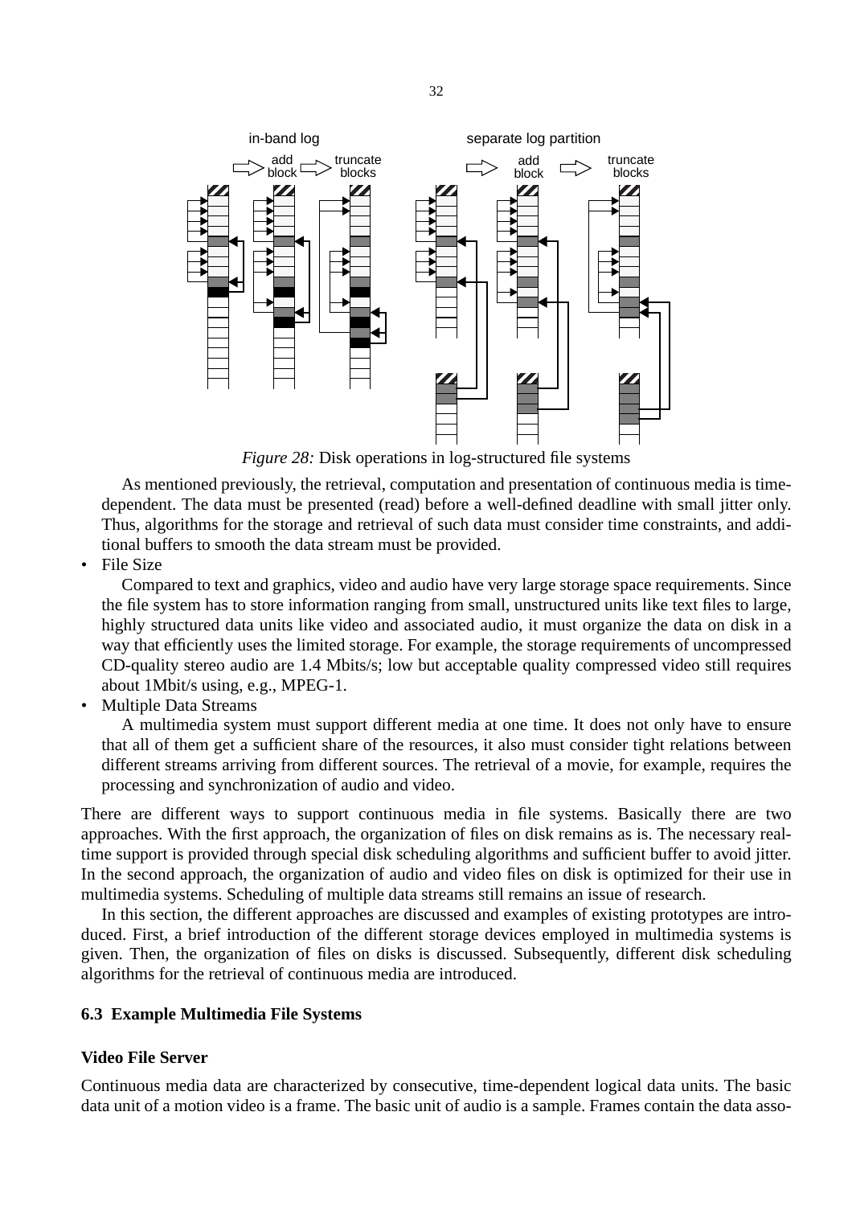*Figure 28:* Disk operations in log-structured file systems

As mentioned previously, the retrieval, computation and presentation of continuous media is time-dependent. The data must be presented (read) before a well-defined deadline with small jitter only. Thus, algorithms for the storage and retrieval of such data must consider time constraints, and additional buffers to smooth the data stream must be provided.

- File Size

  Compared to text and graphics, video and audio have very large storage space requirements. Since the file system has to store information ranging from small, unstructured units like text files to large, highly structured data units like video and associated audio, it must organize the data on disk in a way that efficiently uses the limited storage. For example, the storage requirements of uncompressed CD-quality stereo audio are 1.4 Mbits/s; low but acceptable quality compressed video still requires about 1Mbit/s using, e.g., MPEG-1.

- Multiple Data Streams

  A multimedia system must support different media at one time. It does not only have to ensure that all of them get a sufficient share of the resources, it also must consider tight relations between different streams arriving from different sources. The retrieval of a movie, for example, requires the processing and synchronization of audio and video.

There are different ways to support continuous media in file systems. Basically there are two approaches. With the first approach, the organization of files on disk remains as is. The necessary real-time support is provided through special disk scheduling algorithms and sufficient buffer to avoid jitter. In the second approach, the organization of audio and video files on disk is optimized for their use in multimedia systems. Scheduling of multiple data streams still remains an issue of research.

In this section, the different approaches are discussed and examples of existing prototypes are introduced. First, a brief introduction of the different storage devices employed in multimedia systems is given. Then, the organization of files on disks is discussed. Subsequently, different disk scheduling algorithms for the retrieval of continuous media are introduced.

### 6.3 Example Multimedia File Systems

**Video File Server**

Continuous media data are characterized by consecutive, time-dependent logical data units. The basic data unit of a motion video is a frame. The basic unit of audio is a sample. Frames contain the data asso-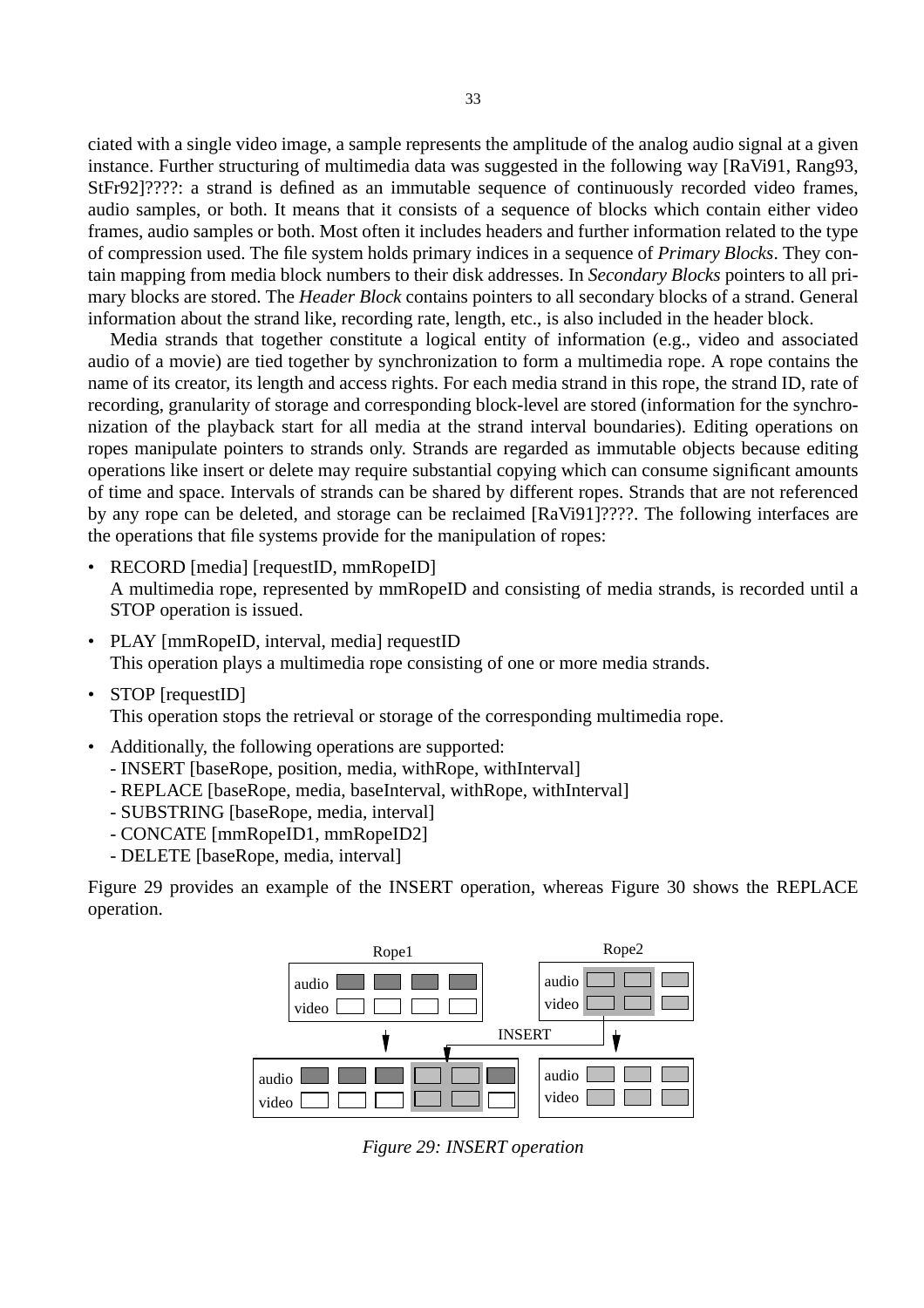ciated with a single video image, a sample represents the amplitude of the analog audio signal at a given instance. Further structuring of multimedia data was suggested in the following way [RaVi91, Rang93, StFr92]????: a strand is defined as an immutable sequence of continuously recorded video frames, audio samples, or both. It means that it consists of a sequence of blocks which contain either video frames, audio samples or both. Most often it includes headers and further information related to the type of compression used. The file system holds primary indices in a sequence of *Primary Blocks*. They contain mapping from media block numbers to their disk addresses. In *Secondary Blocks* pointers to all primary blocks are stored. The *Header Block* contains pointers to all secondary blocks of a strand. General information about the strand like, recording rate, length, etc., is also included in the header block.

Media strands that together constitute a logical entity of information (e.g., video and associated audio of a movie) are tied together by synchronization to form a multimedia rope. A rope contains the name of its creator, its length and access rights. For each media strand in this rope, the strand ID, rate of recording, granularity of storage and corresponding block-level are stored (information for the synchronization of the playback start for all media at the strand interval boundaries). Editing operations on ropes manipulate pointers to strands only. Strands are regarded as immutable objects because editing operations like insert or delete may require substantial copying which can consume significant amounts of time and space. Intervals of strands can be shared by different ropes. Strands that are not referenced by any rope can be deleted, and storage can be reclaimed [RaVi91]????. The following interfaces are the operations that file systems provide for the manipulation of ropes:

- RECORD [media] [requestID, mmRopeID]
  A multimedia rope, represented by mmRopeID and consisting of media strands, is recorded until a STOP operation is issued.
- PLAY [mmRopeID, interval, media] requestID
  This operation plays a multimedia rope consisting of one or more media strands.
- STOP [requestID]
  This operation stops the retrieval or storage of the corresponding multimedia rope.
- Additionally, the following operations are supported:
  - INSERT [baseRope, position, media, withRope, withInterval]
  - REPLACE [baseRope, media, baseInterval, withRope, withInterval]
  - SUBSTRING [baseRope, media, interval]
  - CONCATE [mmRopeID1, mmRopeID2]
  - DELETE [baseRope, media, interval]

Figure 29 provides an example of the INSERT operation, whereas Figure 30 shows the REPLACE operation.

Rope1

audio

video

Rope2

audio

video

INSERT

audio

video

audio

video

*Figure 29: INSERT operation*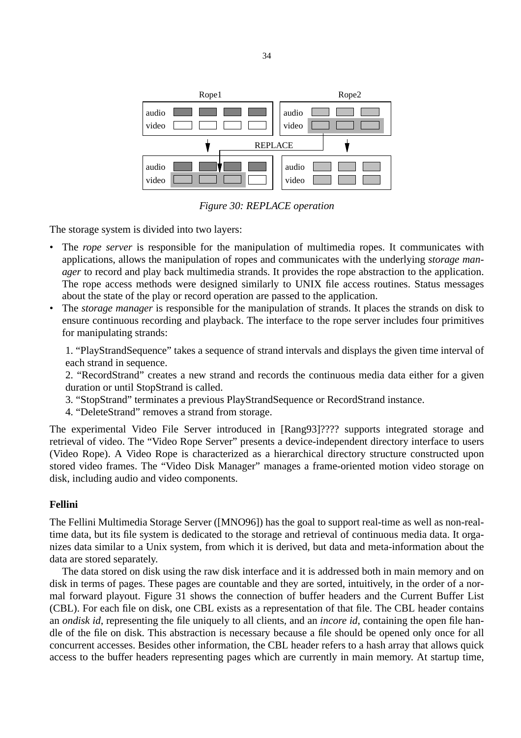*Figure 30: REPLACE operation*

The storage system is divided into two layers:

- The *rope server* is responsible for the manipulation of multimedia ropes. It communicates with applications, allows the manipulation of ropes and communicates with the underlying *storage manager* to record and play back multimedia strands. It provides the rope abstraction to the application. The rope access methods were designed similarly to UNIX file access routines. Status messages about the state of the play or record operation are passed to the application.
- The *storage manager* is responsible for the manipulation of strands. It places the strands on disk to ensure continuous recording and playback. The interface to the rope server includes four primitives for manipulating strands:

  1. “PlayStrandSequence” takes a sequence of strand intervals and displays the given time interval of each strand in sequence.
  2. “RecordStrand” creates a new strand and records the continuous media data either for a given duration or until StopStrand is called.
  3. “StopStrand” terminates a previous PlayStrandSequence or RecordStrand instance.
  4. “DeleteStrand” removes a strand from storage.

The experimental Video File Server introduced in [Rang93]???? supports integrated storage and retrieval of video. The “Video Rope Server” presents a device-independent directory interface to users (Video Rope). A Video Rope is characterized as a hierarchical directory structure constructed upon stored video frames. The “Video Disk Manager” manages a frame-oriented motion video storage on disk, including audio and video components.

**Fellini**

The Fellini Multimedia Storage Server ([MNO96]) has the goal to support real-time as well as non-real-time data, but its file system is dedicated to the storage and retrieval of continuous media data. It organizes data similar to a Unix system, from which it is derived, but data and meta-information about the data are stored separately.

The data stored on disk using the raw disk interface and it is addressed both in main memory and on disk in terms of pages. These pages are countable and they are sorted, intuitively, in the order of a normal forward playout. Figure 31 shows the connection of buffer headers and the Current Buffer List (CBL). For each file on disk, one CBL exists as a representation of that file. The CBL header contains an *ondisk id*, representing the file uniquely to all clients, and an *incore id*, containing the open file handle of the file on disk. This abstraction is necessary because a file should be opened only once for all concurrent accesses. Besides other information, the CBL header refers to a hash array that allows quick access to the buffer headers representing pages which are currently in main memory. At startup time,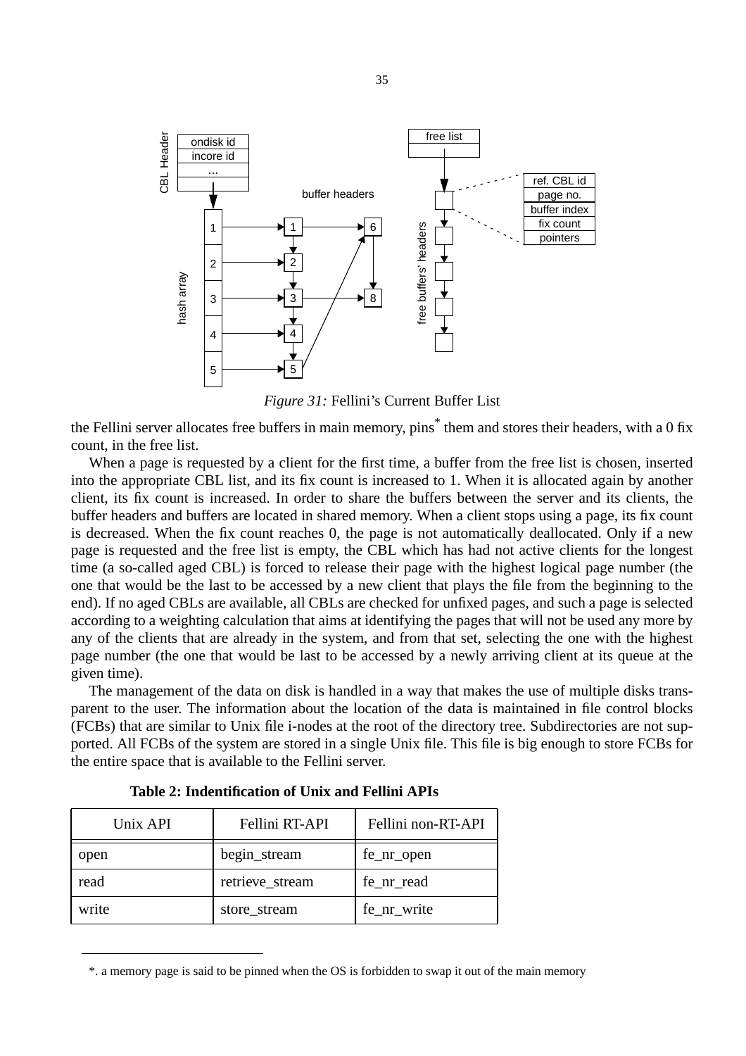*Figure 31:* Fellini's Current Buffer List

the Fellini server allocates free buffers in main memory, pins* them and stores their headers, with a 0 fix count, in the free list.

When a page is requested by a client for the first time, a buffer from the free list is chosen, inserted into the appropriate CBL list, and its fix count is increased to 1. When it is allocated again by another client, its fix count is increased. In order to share the buffers between the server and its clients, the buffer headers and buffers are located in shared memory. When a client stops using a page, its fix count is decreased. When the fix count reaches 0, the page is not automatically deallocated. Only if a new page is requested and the free list is empty, the CBL which has had not active clients for the longest time (a so-called aged CBL) is forced to release their page with the highest logical page number (the one that would be the last to be accessed by a new client that plays the file from the beginning to the end). If no aged CBLs are available, all CBLs are checked for unfixed pages, and such a page is selected according to a weighting calculation that aims at identifying the pages that will not be used any more by any of the clients that are already in the system, and from that set, selecting the one with the highest page number (the one that would be last to be accessed by a newly arriving client at its queue at the given time).

The management of the data on disk is handled in a way that makes the use of multiple disks transparent to the user. The information about the location of the data is maintained in file control blocks (FCBs) that are similar to Unix file i-nodes at the root of the directory tree. Subdirectories are not supported. All FCBs of the system are stored in a single Unix file. This file is big enough to store FCBs for the entire space that is available to the Fellini server.

**Table 2: Indentification of Unix and Fellini APIs**

| Unix API | Fellini RT-API | Fellini non-RT-API |
|---|---|---|
| open | begin_stream | fe_nr_open |
| read | retrieve_stream | fe_nr_read |
| write | store_stream | fe_nr_write |

*. a memory page is said to be pinned when the OS is forbidden to swap it out of the main memory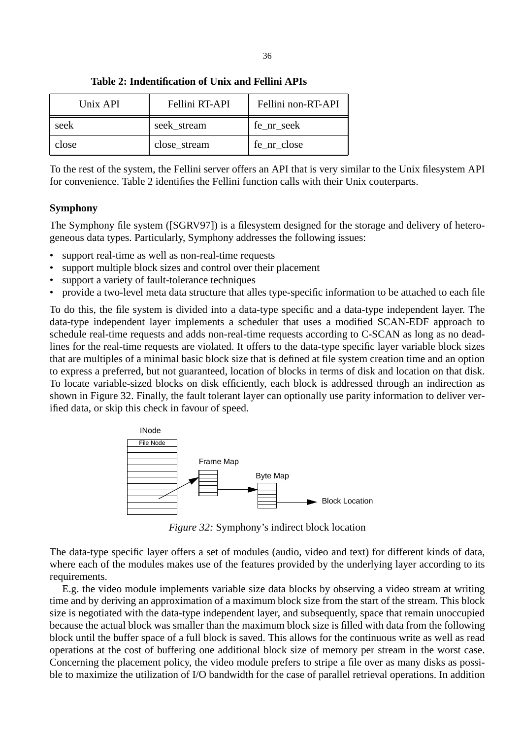**Table 2: Indentification of Unix and Fellini APIs**

| Unix API | Fellini RT-API | Fellini non-RT-API |
| --- | --- | --- |
| seek | seek_stream | fe_nr_seek |
| close | close_stream | fe_nr_close |

To the rest of the system, the Fellini server offers an API that is very similar to the Unix filesystem API for convenience. Table 2 identifies the Fellini function calls with their Unix couterparts.

### Symphony

The Symphony file system ([SGRV97]) is a filesystem designed for the storage and delivery of heterogeneous data types. Particularly, Symphony addresses the following issues:

- support real-time as well as non-real-time requests
- support multiple block sizes and control over their placement
- support a variety of fault-tolerance techniques
- provide a two-level meta data structure that alles type-specific information to be attached to each file

To do this, the file system is divided into a data-type specific and a data-type independent layer. The data-type independent layer implements a scheduler that uses a modified SCAN-EDF approach to schedule real-time requests and adds non-real-time requests according to C-SCAN as long as no deadlines for the real-time requests are violated. It offers to the data-type specific layer variable block sizes that are multiples of a minimal basic block size that is defined at file system creation time and an option to express a preferred, but not guaranteed, location of blocks in terms of disk and location on that disk. To locate variable-sized blocks on disk efficiently, each block is addressed through an indirection as shown in Figure 32. Finally, the fault tolerant layer can optionally use parity information to deliver verified data, or skip this check in favour of speed.

INode
File Node
Frame Map
Byte Map
Block Location

*Figure 32:* Symphony's indirect block location

The data-type specific layer offers a set of modules (audio, video and text) for different kinds of data, where each of the modules makes use of the features provided by the underlying layer according to its requirements.

E.g. the video module implements variable size data blocks by observing a video stream at writing time and by deriving an approximation of a maximum block size from the start of the stream. This block size is negotiated with the data-type independent layer, and subsequently, space that remain unoccupied because the actual block was smaller than the maximum block size is filled with data from the following block until the buffer space of a full block is saved. This allows for the continuous write as well as read operations at the cost of buffering one additional block size of memory per stream in the worst case. Concerning the placement policy, the video module prefers to stripe a file over as many disks as possible to maximize the utilization of I/O bandwidth for the case of parallel retrieval operations. In addition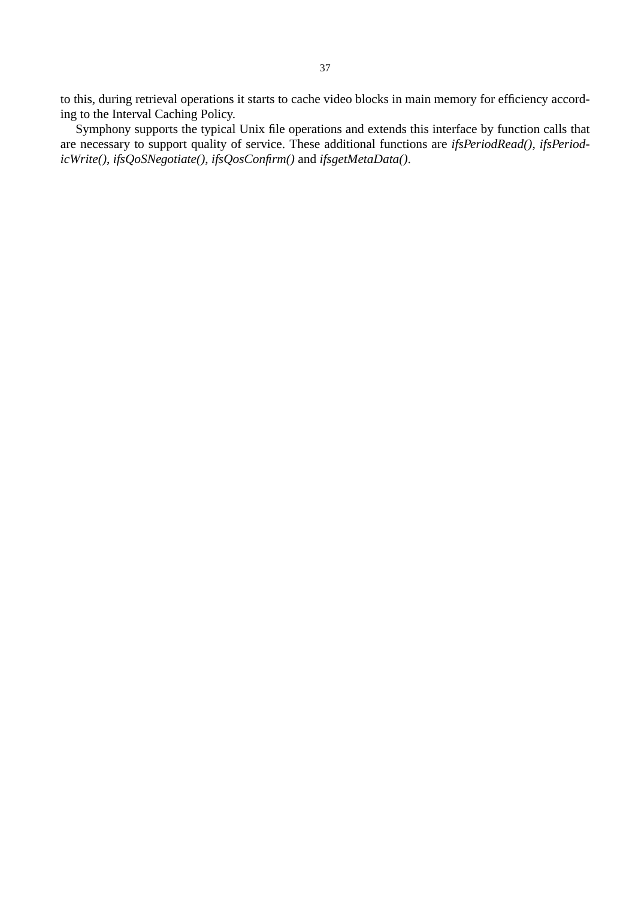to this, during retrieval operations it starts to cache video blocks in main memory for efficiency according to the Interval Caching Policy.

Symphony supports the typical Unix file operations and extends this interface by function calls that are necessary to support quality of service. These additional functions are *ifsPeriodRead()*, *ifsPeriodicWrite()*, *ifsQoSNegotiate()*, *ifsQosConfirm()* and *ifsgetMetaData()*.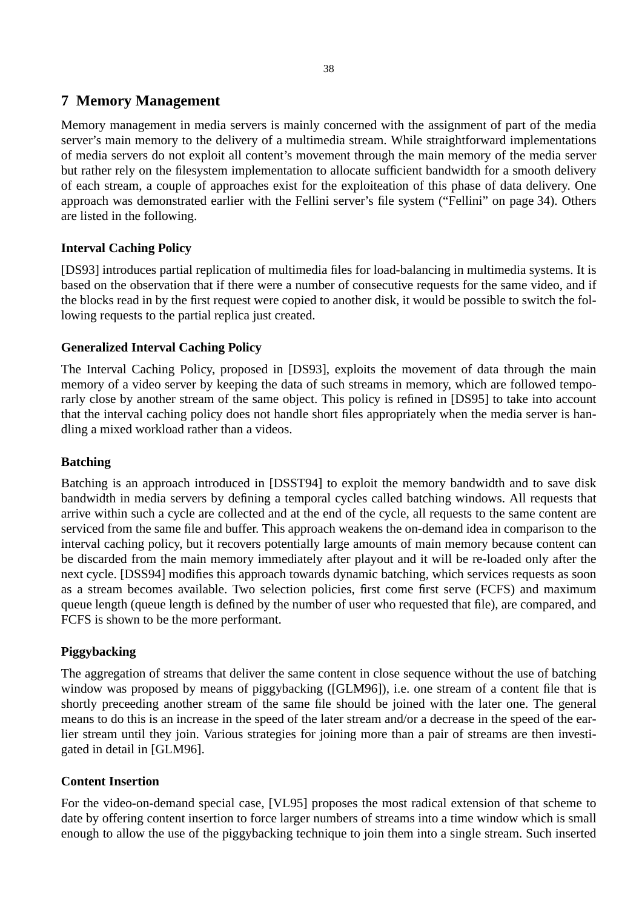# 7 Memory Management

Memory management in media servers is mainly concerned with the assignment of part of the media server's main memory to the delivery of a multimedia stream. While straightforward implementations of media servers do not exploit all content's movement through the main memory of the media server but rather rely on the filesystem implementation to allocate sufficient bandwidth for a smooth delivery of each stream, a couple of approaches exist for the exploiteation of this phase of data delivery. One approach was demonstrated earlier with the Fellini server's file system ("Fellini" on page 34). Others are listed in the following.

### Interval Caching Policy

[DS93] introduces partial replication of multimedia files for load-balancing in multimedia systems. It is based on the observation that if there were a number of consecutive requests for the same video, and if the blocks read in by the first request were copied to another disk, it would be possible to switch the following requests to the partial replica just created.

### Generalized Interval Caching Policy

The Interval Caching Policy, proposed in [DS93], exploits the movement of data through the main memory of a video server by keeping the data of such streams in memory, which are followed temporarly close by another stream of the same object. This policy is refined in [DS95] to take into account that the interval caching policy does not handle short files appropriately when the media server is handling a mixed workload rather than a videos.

### Batching

Batching is an approach introduced in [DSST94] to exploit the memory bandwidth and to save disk bandwidth in media servers by defining a temporal cycles called batching windows. All requests that arrive within such a cycle are collected and at the end of the cycle, all requests to the same content are serviced from the same file and buffer. This approach weakens the on-demand idea in comparison to the interval caching policy, but it recovers potentially large amounts of main memory because content can be discarded from the main memory immediately after playout and it will be re-loaded only after the next cycle. [DSS94] modifies this approach towards dynamic batching, which services requests as soon as a stream becomes available. Two selection policies, first come first serve (FCFS) and maximum queue length (queue length is defined by the number of user who requested that file), are compared, and FCFS is shown to be the more performant.

### Piggybacking

The aggregation of streams that deliver the same content in close sequence without the use of batching window was proposed by means of piggybacking ([GLM96]), i.e. one stream of a content file that is shortly preceeding another stream of the same file should be joined with the later one. The general means to do this is an increase in the speed of the later stream and/or a decrease in the speed of the earlier stream until they join. Various strategies for joining more than a pair of streams are then investigated in detail in [GLM96].

### Content Insertion

For the video-on-demand special case, [VL95] proposes the most radical extension of that scheme to date by offering content insertion to force larger numbers of streams into a time window which is small enough to allow the use of the piggybacking technique to join them into a single stream. Such inserted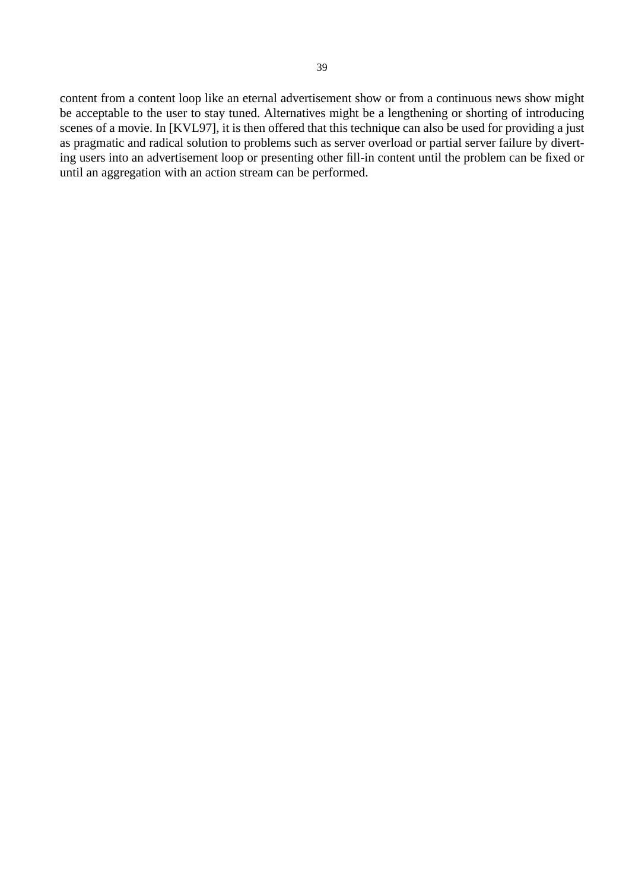content from a content loop like an eternal advertisement show or from a continuous news show might be acceptable to the user to stay tuned. Alternatives might be a lengthening or shorting of introducing scenes of a movie. In [KVL97], it is then offered that this technique can also be used for providing a just as pragmatic and radical solution to problems such as server overload or partial server failure by diverting users into an advertisement loop or presenting other fill-in content until the problem can be fixed or until an aggregation with an action stream can be performed.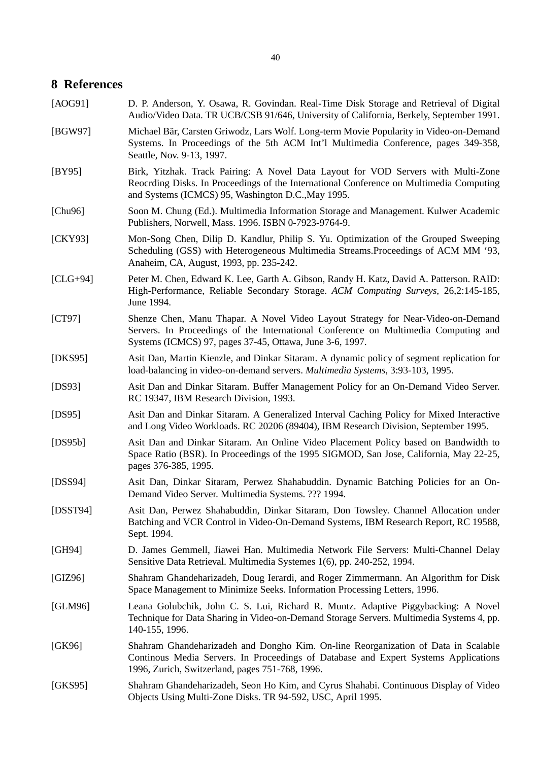# 8 References

[AOG91] D. P. Anderson, Y. Osawa, R. Govindan. Real-Time Disk Storage and Retrieval of Digital Audio/Video Data. TR UCB/CSB 91/646, University of California, Berkely, September 1991.

[BGW97] Michael Bär, Carsten Griwodz, Lars Wolf. Long-term Movie Popularity in Video-on-Demand Systems. In Proceedings of the 5th ACM Int'l Multimedia Conference, pages 349-358, Seattle, Nov. 9-13, 1997.

[BY95] Birk, Yitzhak. Track Pairing: A Novel Data Layout for VOD Servers with Multi-Zone Reocrding Disks. In Proceedings of the International Conference on Multimedia Computing and Systems (ICMCS) 95, Washington D.C.,May 1995.

[Chu96] Soon M. Chung (Ed.). Multimedia Information Storage and Management. Kulwer Academic Publishers, Norwell, Mass. 1996. ISBN 0-7923-9764-9.

[CKY93] Mon-Song Chen, Dilip D. Kandlur, Philip S. Yu. Optimization of the Grouped Sweeping Scheduling (GSS) with Heterogeneous Multimedia Streams.Proceedings of ACM MM '93, Anaheim, CA, August, 1993, pp. 235-242.

[CLG+94] Peter M. Chen, Edward K. Lee, Garth A. Gibson, Randy H. Katz, David A. Patterson. RAID: High-Performance, Reliable Secondary Storage. *ACM Computing Surveys*, 26,2:145-185, June 1994.

[CT97] Shenze Chen, Manu Thapar. A Novel Video Layout Strategy for Near-Video-on-Demand Servers. In Proceedings of the International Conference on Multimedia Computing and Systems (ICMCS) 97, pages 37-45, Ottawa, June 3-6, 1997.

[DKS95] Asit Dan, Martin Kienzle, and Dinkar Sitaram. A dynamic policy of segment replication for load-balancing in video-on-demand servers. *Multimedia Systems*, 3:93-103, 1995.

[DS93] Asit Dan and Dinkar Sitaram. Buffer Management Policy for an On-Demand Video Server. RC 19347, IBM Research Division, 1993.

[DS95] Asit Dan and Dinkar Sitaram. A Generalized Interval Caching Policy for Mixed Interactive and Long Video Workloads. RC 20206 (89404), IBM Research Division, September 1995.

[DS95b] Asit Dan and Dinkar Sitaram. An Online Video Placement Policy based on Bandwidth to Space Ratio (BSR). In Proceedings of the 1995 SIGMOD, San Jose, California, May 22-25, pages 376-385, 1995.

[DSS94] Asit Dan, Dinkar Sitaram, Perwez Shahabuddin. Dynamic Batching Policies for an On-Demand Video Server. Multimedia Systems. ??? 1994.

[DSST94] Asit Dan, Perwez Shahabuddin, Dinkar Sitaram, Don Towsley. Channel Allocation under Batching and VCR Control in Video-On-Demand Systems, IBM Research Report, RC 19588, Sept. 1994.

[GH94] D. James Gemmell, Jiawei Han. Multimedia Network File Servers: Multi-Channel Delay Sensitive Data Retrieval. Multimedia Systemes 1(6), pp. 240-252, 1994.

[GIZ96] Shahram Ghandeharizadeh, Doug Ierardi, and Roger Zimmermann. An Algorithm for Disk Space Management to Minimize Seeks. Information Processing Letters, 1996.

[GLM96] Leana Golubchik, John C. S. Lui, Richard R. Muntz. Adaptive Piggybacking: A Novel Technique for Data Sharing in Video-on-Demand Storage Servers. Multimedia Systems 4, pp. 140-155, 1996.

[GK96] Shahram Ghandeharizadeh and Dongho Kim. On-line Reorganization of Data in Scalable Continous Media Servers. In Proceedings of Database and Expert Systems Applications 1996, Zurich, Switzerland, pages 751-768, 1996.

[GKS95] Shahram Ghandeharizadeh, Seon Ho Kim, and Cyrus Shahabi. Continuous Display of Video Objects Using Multi-Zone Disks. TR 94-592, USC, April 1995.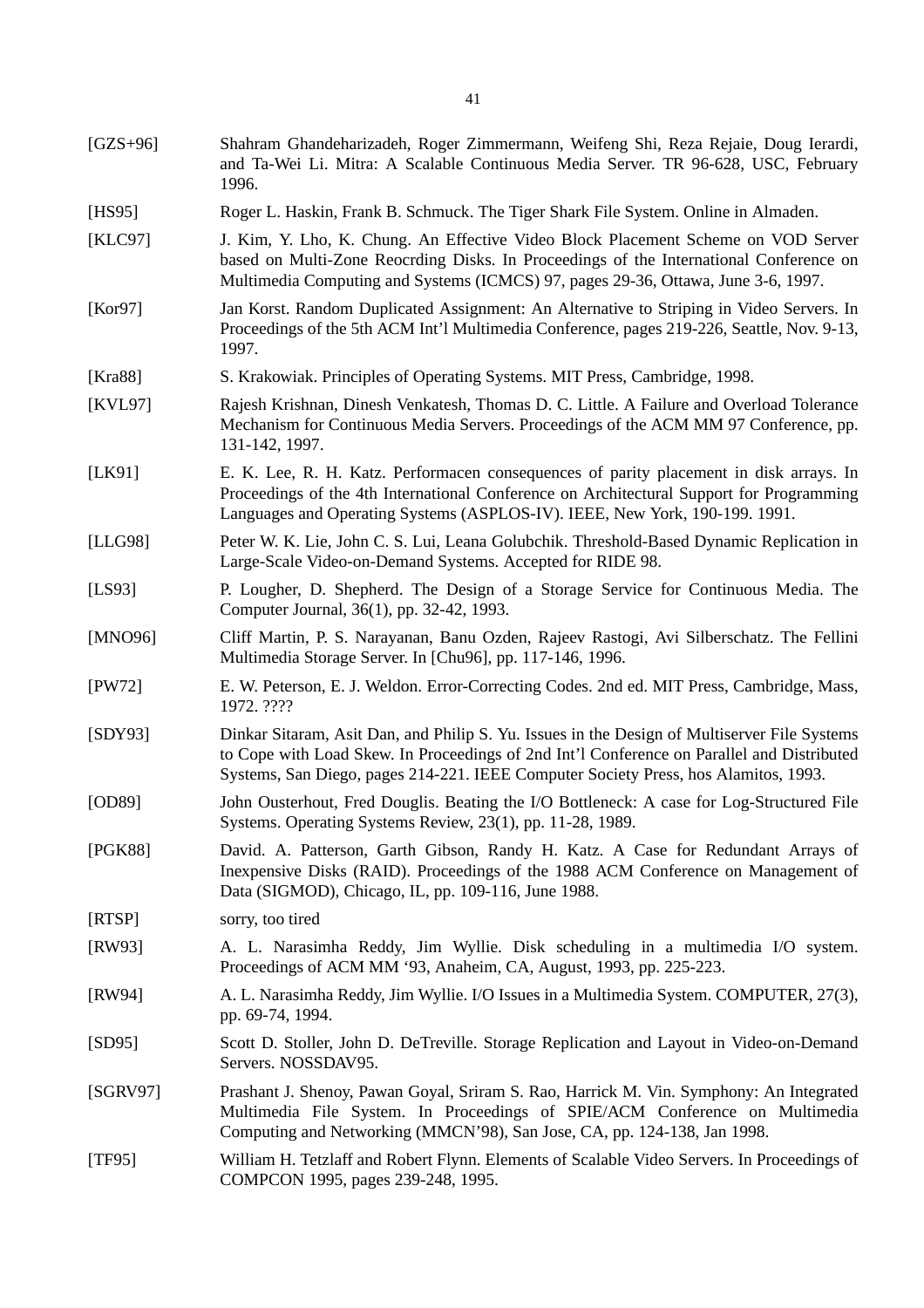[GZS+96] Shahram Ghandeharizadeh, Roger Zimmermann, Weifeng Shi, Reza Rejaie, Doug Ierardi, and Ta-Wei Li. Mitra: A Scalable Continuous Media Server. TR 96-628, USC, February 1996.

[HS95] Roger L. Haskin, Frank B. Schmuck. The Tiger Shark File System. Online in Almaden.

[KLC97] J. Kim, Y. Lho, K. Chung. An Effective Video Block Placement Scheme on VOD Server based on Multi-Zone Reocrding Disks. In Proceedings of the International Conference on Multimedia Computing and Systems (ICMCS) 97, pages 29-36, Ottawa, June 3-6, 1997.

[Kor97] Jan Korst. Random Duplicated Assignment: An Alternative to Striping in Video Servers. In Proceedings of the 5th ACM Int'l Multimedia Conference, pages 219-226, Seattle, Nov. 9-13, 1997.

[Kra88] S. Krakowiak. Principles of Operating Systems. MIT Press, Cambridge, 1998.

[KVL97] Rajesh Krishnan, Dinesh Venkatesh, Thomas D. C. Little. A Failure and Overload Tolerance Mechanism for Continuous Media Servers. Proceedings of the ACM MM 97 Conference, pp. 131-142, 1997.

[LK91] E. K. Lee, R. H. Katz. Performacen consequences of parity placement in disk arrays. In Proceedings of the 4th International Conference on Architectural Support for Programming Languages and Operating Systems (ASPLOS-IV). IEEE, New York, 190-199. 1991.

[LLG98] Peter W. K. Lie, John C. S. Lui, Leana Golubchik. Threshold-Based Dynamic Replication in Large-Scale Video-on-Demand Systems. Accepted for RIDE 98.

[LS93] P. Lougher, D. Shepherd. The Design of a Storage Service for Continuous Media. The Computer Journal, 36(1), pp. 32-42, 1993.

[MNO96] Cliff Martin, P. S. Narayanan, Banu Ozden, Rajeev Rastogi, Avi Silberschatz. The Fellini Multimedia Storage Server. In [Chu96], pp. 117-146, 1996.

[PW72] E. W. Peterson, E. J. Weldon. Error-Correcting Codes. 2nd ed. MIT Press, Cambridge, Mass, 1972. ????

[SDY93] Dinkar Sitaram, Asit Dan, and Philip S. Yu. Issues in the Design of Multiserver File Systems to Cope with Load Skew. In Proceedings of 2nd Int'l Conference on Parallel and Distributed Systems, San Diego, pages 214-221. IEEE Computer Society Press, hos Alamitos, 1993.

[OD89] John Ousterhout, Fred Douglis. Beating the I/O Bottleneck: A case for Log-Structured File Systems. Operating Systems Review, 23(1), pp. 11-28, 1989.

[PGK88] David. A. Patterson, Garth Gibson, Randy H. Katz. A Case for Redundant Arrays of Inexpensive Disks (RAID). Proceedings of the 1988 ACM Conference on Management of Data (SIGMOD), Chicago, IL, pp. 109-116, June 1988.

[RTSP] sorry, too tired

[RW93] A. L. Narasimha Reddy, Jim Wyllie. Disk scheduling in a multimedia I/O system. Proceedings of ACM MM '93, Anaheim, CA, August, 1993, pp. 225-223.

[RW94] A. L. Narasimha Reddy, Jim Wyllie. I/O Issues in a Multimedia System. COMPUTER, 27(3), pp. 69-74, 1994.

[SD95] Scott D. Stoller, John D. DeTreville. Storage Replication and Layout in Video-on-Demand Servers. NOSSDAV95.

[SGRV97] Prashant J. Shenoy, Pawan Goyal, Sriram S. Rao, Harrick M. Vin. Symphony: An Integrated Multimedia File System. In Proceedings of SPIE/ACM Conference on Multimedia Computing and Networking (MMCN'98), San Jose, CA, pp. 124-138, Jan 1998.

[TF95] William H. Tetzlaff and Robert Flynn. Elements of Scalable Video Servers. In Proceedings of COMPCON 1995, pages 239-248, 1995.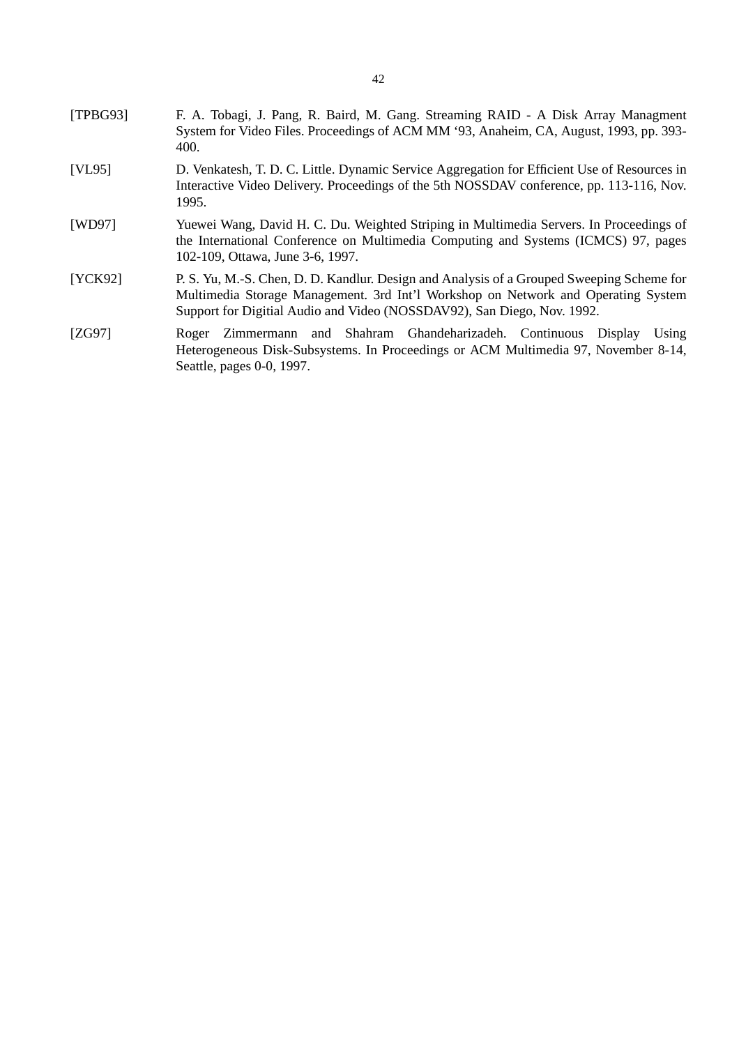[TPBG93] F. A. Tobagi, J. Pang, R. Baird, M. Gang. Streaming RAID - A Disk Array Managment System for Video Files. Proceedings of ACM MM '93, Anaheim, CA, August, 1993, pp. 393-400.

[VL95] D. Venkatesh, T. D. C. Little. Dynamic Service Aggregation for Efficient Use of Resources in Interactive Video Delivery. Proceedings of the 5th NOSSDAV conference, pp. 113-116, Nov. 1995.

[WD97] Yuewei Wang, David H. C. Du. Weighted Striping in Multimedia Servers. In Proceedings of the International Conference on Multimedia Computing and Systems (ICMCS) 97, pages 102-109, Ottawa, June 3-6, 1997.

[YCK92] P. S. Yu, M.-S. Chen, D. D. Kandlur. Design and Analysis of a Grouped Sweeping Scheme for Multimedia Storage Management. 3rd Int'l Workshop on Network and Operating System Support for Digitial Audio and Video (NOSSDAV92), San Diego, Nov. 1992.

[ZG97] Roger Zimmermann and Shahram Ghandeharizadeh. Continuous Display Using Heterogeneous Disk-Subsystems. In Proceedings or ACM Multimedia 97, November 8-14, Seattle, pages 0-0, 1997.